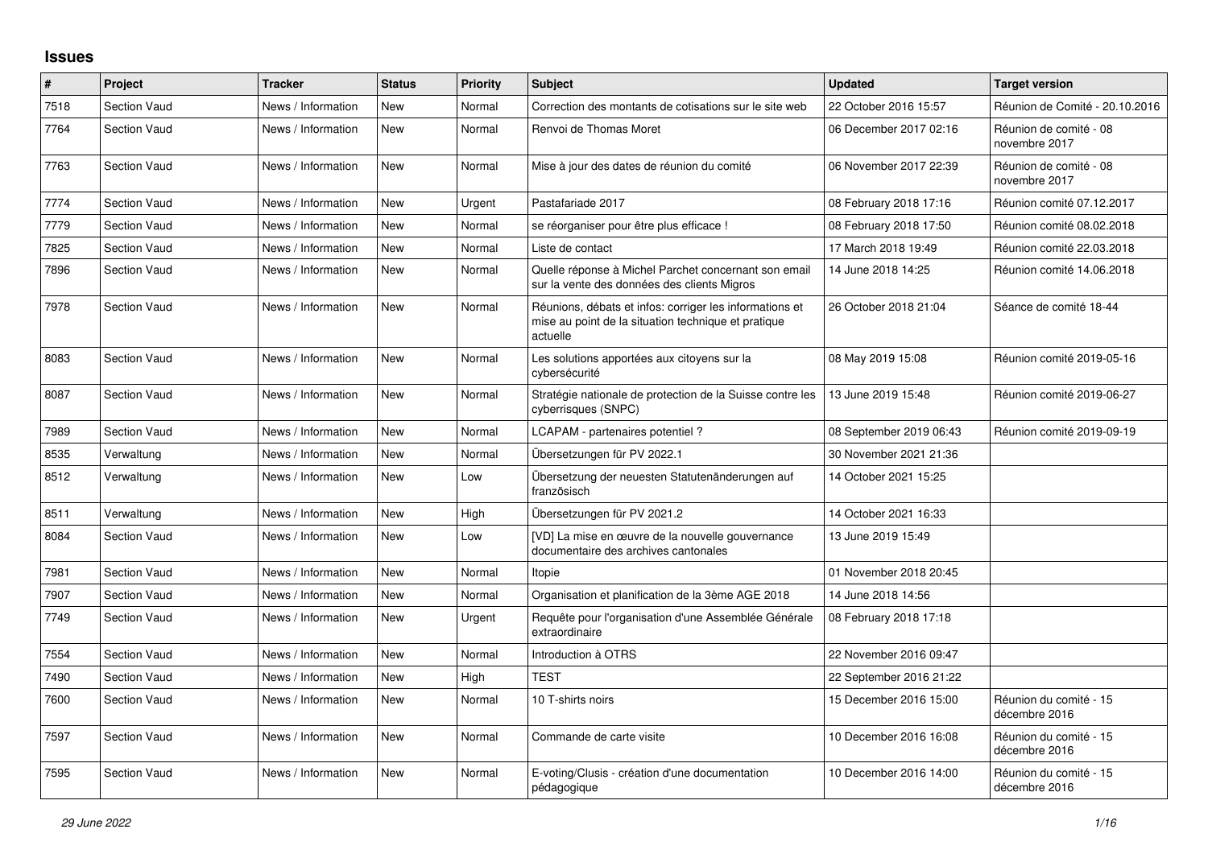# Issues

| # | Project | Tracker | Status | Priority | Subject | Updated | Target version |
|---|---|---|---|---|---|---|---|
| 7518 | Section Vaud | News / Information | New | Normal | Correction des montants de cotisations sur le site web | 22 October 2016 15:57 | Réunion de Comité - 20.10.2016 |
| 7764 | Section Vaud | News / Information | New | Normal | Renvoi de Thomas Moret | 06 December 2017 02:16 | Réunion de comité - 08 novembre 2017 |
| 7763 | Section Vaud | News / Information | New | Normal | Mise à jour des dates de réunion du comité | 06 November 2017 22:39 | Réunion de comité - 08 novembre 2017 |
| 7774 | Section Vaud | News / Information | New | Urgent | Pastafariade 2017 | 08 February 2018 17:16 | Réunion comité 07.12.2017 |
| 7779 | Section Vaud | News / Information | New | Normal | se réorganiser pour être plus efficace ! | 08 February 2018 17:50 | Réunion comité 08.02.2018 |
| 7825 | Section Vaud | News / Information | New | Normal | Liste de contact | 17 March 2018 19:49 | Réunion comité 22.03.2018 |
| 7896 | Section Vaud | News / Information | New | Normal | Quelle réponse à Michel Parchet concernant son email sur la vente des données des clients Migros | 14 June 2018 14:25 | Réunion comité 14.06.2018 |
| 7978 | Section Vaud | News / Information | New | Normal | Réunions, débats et infos: corriger les informations et mise au point de la situation technique et pratique actuelle | 26 October 2018 21:04 | Séance de comité 18-44 |
| 8083 | Section Vaud | News / Information | New | Normal | Les solutions apportées aux citoyens sur la cybersécurité | 08 May 2019 15:08 | Réunion comité 2019-05-16 |
| 8087 | Section Vaud | News / Information | New | Normal | Stratégie nationale de protection de la Suisse contre les cyberrisques (SNPC) | 13 June 2019 15:48 | Réunion comité 2019-06-27 |
| 7989 | Section Vaud | News / Information | New | Normal | LCAPAM - partenaires potentiel ? | 08 September 2019 06:43 | Réunion comité 2019-09-19 |
| 8535 | Verwaltung | News / Information | New | Normal | Übersetzungen für PV 2022.1 | 30 November 2021 21:36 | |
| 8512 | Verwaltung | News / Information | New | Low | Übersetzung der neuesten Statutenänderungen auf französisch | 14 October 2021 15:25 | |
| 8511 | Verwaltung | News / Information | New | High | Übersetzungen für PV 2021.2 | 14 October 2021 16:33 | |
| 8084 | Section Vaud | News / Information | New | Low | [VD] La mise en œuvre de la nouvelle gouvernance documentaire des archives cantonales | 13 June 2019 15:49 | |
| 7981 | Section Vaud | News / Information | New | Normal | Itopie | 01 November 2018 20:45 | |
| 7907 | Section Vaud | News / Information | New | Normal | Organisation et planification de la 3ème AGE 2018 | 14 June 2018 14:56 | |
| 7749 | Section Vaud | News / Information | New | Urgent | Requête pour l'organisation d'une Assemblée Générale extraordinaire | 08 February 2018 17:18 | |
| 7554 | Section Vaud | News / Information | New | Normal | Introduction à OTRS | 22 November 2016 09:47 | |
| 7490 | Section Vaud | News / Information | New | High | TEST | 22 September 2016 21:22 | |
| 7600 | Section Vaud | News / Information | New | Normal | 10 T-shirts noirs | 15 December 2016 15:00 | Réunion du comité - 15 décembre 2016 |
| 7597 | Section Vaud | News / Information | New | Normal | Commande de carte visite | 10 December 2016 16:08 | Réunion du comité - 15 décembre 2016 |
| 7595 | Section Vaud | News / Information | New | Normal | E-voting/Clusis - création d'une documentation pédagogique | 10 December 2016 14:00 | Réunion du comité - 15 décembre 2016 |

*29 June 2022*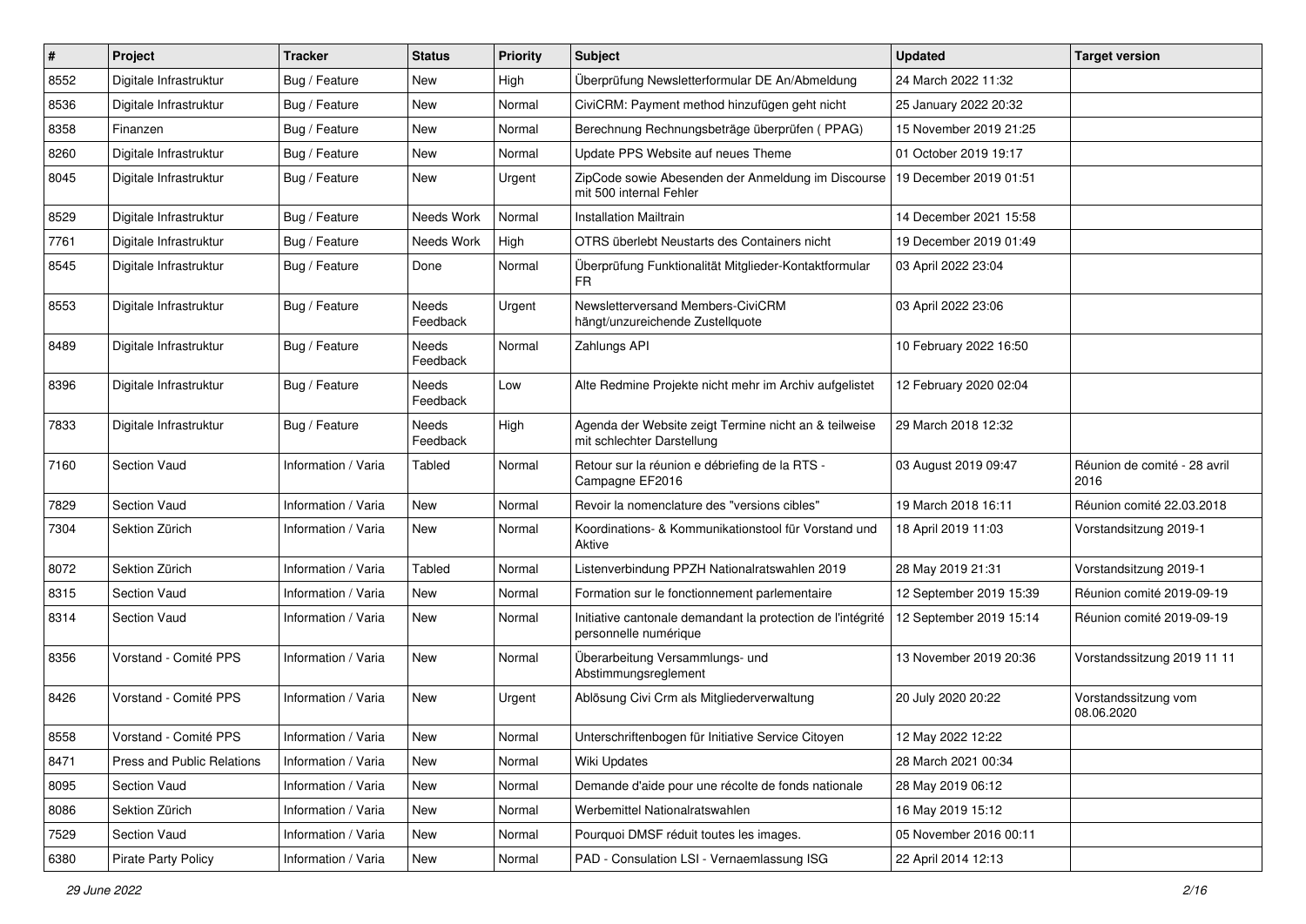| # | Project | Tracker | Status | Priority | Subject | Updated | Target version |
| --- | --- | --- | --- | --- | --- | --- | --- |
| 8552 | Digitale Infrastruktur | Bug / Feature | New | High | Überprüfung Newsletterformular DE An/Abmeldung | 24 March 2022 11:32 | |
| 8536 | Digitale Infrastruktur | Bug / Feature | New | Normal | CiviCRM: Payment method hinzufügen geht nicht | 25 January 2022 20:32 | |
| 8358 | Finanzen | Bug / Feature | New | Normal | Berechnung Rechnungsbeträge überprüfen ( PPAG) | 15 November 2019 21:25 | |
| 8260 | Digitale Infrastruktur | Bug / Feature | New | Normal | Update PPS Website auf neues Theme | 01 October 2019 19:17 | |
| 8045 | Digitale Infrastruktur | Bug / Feature | New | Urgent | ZipCode sowie Absenden der Anmeldung im Discourse mit 500 internal Fehler | 19 December 2019 01:51 | |
| 8529 | Digitale Infrastruktur | Bug / Feature | Needs Work | Normal | Installation Mailtrain | 14 December 2021 15:58 | |
| 7761 | Digitale Infrastruktur | Bug / Feature | Needs Work | High | OTRS überlebt Neustarts des Containers nicht | 19 December 2019 01:49 | |
| 8545 | Digitale Infrastruktur | Bug / Feature | Done | Normal | Überprüfung Funktionalität Mitglieder-Kontaktformular FR | 03 April 2022 23:04 | |
| 8553 | Digitale Infrastruktur | Bug / Feature | Needs Feedback | Urgent | Newsletterversand Members-CiviCRM hängt/unzureichende Zustellquote | 03 April 2022 23:06 | |
| 8489 | Digitale Infrastruktur | Bug / Feature | Needs Feedback | Normal | Zahlungs API | 10 February 2022 16:50 | |
| 8396 | Digitale Infrastruktur | Bug / Feature | Needs Feedback | Low | Alte Redmine Projekte nicht mehr im Archiv aufgelistet | 12 February 2020 02:04 | |
| 7833 | Digitale Infrastruktur | Bug / Feature | Needs Feedback | High | Agenda der Website zeigt Termine nicht an & teilweise mit schlechter Darstellung | 29 March 2018 12:32 | |
| 7160 | Section Vaud | Information / Varia | Tabled | Normal | Retour sur la réunion e débriefing de la RTS - Campagne EF2016 | 03 August 2019 09:47 | Réunion de comité - 28 avril 2016 |
| 7829 | Section Vaud | Information / Varia | New | Normal | Revoir la nomenclature des "versions cibles" | 19 March 2018 16:11 | Réunion comité 22.03.2018 |
| 7304 | Sektion Zürich | Information / Varia | New | Normal | Koordinations- & Kommunikationstool für Vorstand und Aktive | 18 April 2019 11:03 | Vorstandsitzung 2019-1 |
| 8072 | Sektion Zürich | Information / Varia | Tabled | Normal | Listenverbindung PPZH Nationalratswahlen 2019 | 28 May 2019 21:31 | Vorstandsitzung 2019-1 |
| 8315 | Section Vaud | Information / Varia | New | Normal | Formation sur le fonctionnement parlementaire | 12 September 2019 15:39 | Réunion comité 2019-09-19 |
| 8314 | Section Vaud | Information / Varia | New | Normal | Initiative cantonale demandant la protection de l'intégrité personnelle numérique | 12 September 2019 15:14 | Réunion comité 2019-09-19 |
| 8356 | Vorstand - Comité PPS | Information / Varia | New | Normal | Überarbeitung Versammlungs- und Abstimmungsreglement | 13 November 2019 20:36 | Vorstandssitzung 2019 11 11 |
| 8426 | Vorstand - Comité PPS | Information / Varia | New | Urgent | Ablösung Civi Crm als Mitgliederverwaltung | 20 July 2020 20:22 | Vorstandssitzung vom 08.06.2020 |
| 8558 | Vorstand - Comité PPS | Information / Varia | New | Normal | Unterschriftenbogen für Initiative Service Citoyen | 12 May 2022 12:22 | |
| 8471 | Press and Public Relations | Information / Varia | New | Normal | Wiki Updates | 28 March 2021 00:34 | |
| 8095 | Section Vaud | Information / Varia | New | Normal | Demande d'aide pour une récolte de fonds nationale | 28 May 2019 06:12 | |
| 8086 | Sektion Zürich | Information / Varia | New | Normal | Werbemittel Nationalratswahlen | 16 May 2019 15:12 | |
| 7529 | Section Vaud | Information / Varia | New | Normal | Pourquoi DMSF réduit toutes les images. | 05 November 2016 00:11 | |
| 6380 | Pirate Party Policy | Information / Varia | New | Normal | PAD - Consulation LSI - Vernaemlassung ISG | 22 April 2014 12:13 | |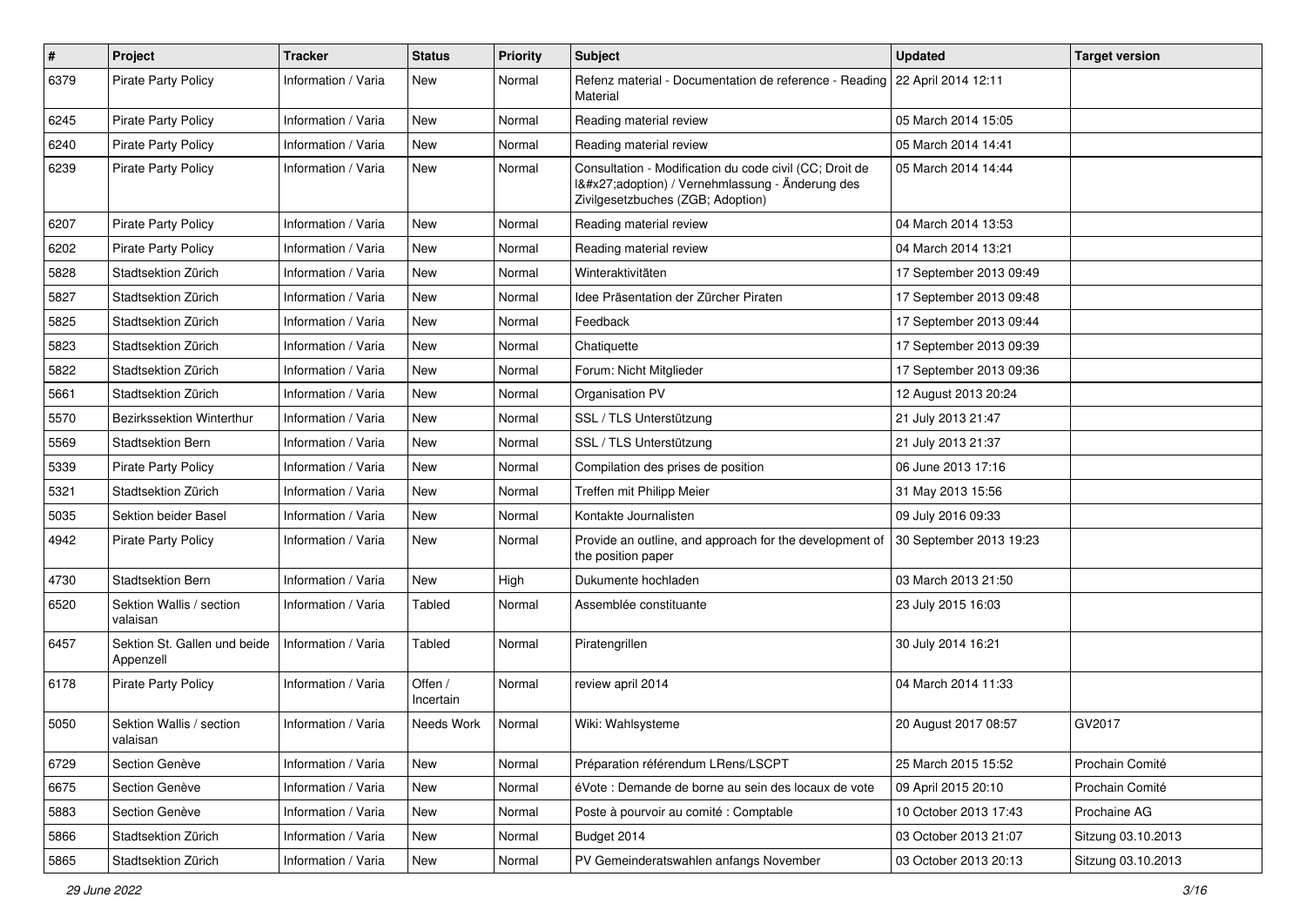| # | Project | Tracker | Status | Priority | Subject | Updated | Target version |
|---|---|---|---|---|---|---|---|
| 6379 | Pirate Party Policy | Information / Varia | New | Normal | Refenz material - Documentation de reference - Reading Material | 22 April 2014 12:11 | |
| 6245 | Pirate Party Policy | Information / Varia | New | Normal | Reading material review | 05 March 2014 15:05 | |
| 6240 | Pirate Party Policy | Information / Varia | New | Normal | Reading material review | 05 March 2014 14:41 | |
| 6239 | Pirate Party Policy | Information / Varia | New | Normal | Consultation - Modification du code civil (CC; Droit de l&#x27;adoption) / Vernehmlassung - Änderung des Zivilgesetzbuches (ZGB; Adoption) | 05 March 2014 14:44 | |
| 6207 | Pirate Party Policy | Information / Varia | New | Normal | Reading material review | 04 March 2014 13:53 | |
| 6202 | Pirate Party Policy | Information / Varia | New | Normal | Reading material review | 04 March 2014 13:21 | |
| 5828 | Stadtsektion Zürich | Information / Varia | New | Normal | Winteraktivitäten | 17 September 2013 09:49 | |
| 5827 | Stadtsektion Zürich | Information / Varia | New | Normal | Idee Präsentation der Zürcher Piraten | 17 September 2013 09:48 | |
| 5825 | Stadtsektion Zürich | Information / Varia | New | Normal | Feedback | 17 September 2013 09:44 | |
| 5823 | Stadtsektion Zürich | Information / Varia | New | Normal | Chatiquette | 17 September 2013 09:39 | |
| 5822 | Stadtsektion Zürich | Information / Varia | New | Normal | Forum: Nicht Mitglieder | 17 September 2013 09:36 | |
| 5661 | Stadtsektion Zürich | Information / Varia | New | Normal | Organisation PV | 12 August 2013 20:24 | |
| 5570 | Bezirkssektion Winterthur | Information / Varia | New | Normal | SSL / TLS Unterstützung | 21 July 2013 21:47 | |
| 5569 | Stadtsektion Bern | Information / Varia | New | Normal | SSL / TLS Unterstützung | 21 July 2013 21:37 | |
| 5339 | Pirate Party Policy | Information / Varia | New | Normal | Compilation des prises de position | 06 June 2013 17:16 | |
| 5321 | Stadtsektion Zürich | Information / Varia | New | Normal | Treffen mit Philipp Meier | 31 May 2013 15:56 | |
| 5035 | Sektion beider Basel | Information / Varia | New | Normal | Kontakte Journalisten | 09 July 2016 09:33 | |
| 4942 | Pirate Party Policy | Information / Varia | New | Normal | Provide an outline, and approach for the development of the position paper | 30 September 2013 19:23 | |
| 4730 | Stadtsektion Bern | Information / Varia | New | High | Dukumente hochladen | 03 March 2013 21:50 | |
| 6520 | Sektion Wallis / section valaisan | Information / Varia | Tabled | Normal | Assemblée constituante | 23 July 2015 16:03 | |
| 6457 | Sektion St. Gallen und beide Appenzell | Information / Varia | Tabled | Normal | Piratengrillen | 30 July 2014 16:21 | |
| 6178 | Pirate Party Policy | Information / Varia | Offen / Incertain | Normal | review april 2014 | 04 March 2014 11:33 | |
| 5050 | Sektion Wallis / section valaisan | Information / Varia | Needs Work | Normal | Wiki: Wahlsysteme | 20 August 2017 08:57 | GV2017 |
| 6729 | Section Genève | Information / Varia | New | Normal | Préparation référendum LRens/LSCPT | 25 March 2015 15:52 | Prochain Comité |
| 6675 | Section Genève | Information / Varia | New | Normal | éVote : Demande de borne au sein des locaux de vote | 09 April 2015 20:10 | Prochain Comité |
| 5883 | Section Genève | Information / Varia | New | Normal | Poste à pourvoir au comité : Comptable | 10 October 2013 17:43 | Prochaine AG |
| 5866 | Stadtsektion Zürich | Information / Varia | New | Normal | Budget 2014 | 03 October 2013 21:07 | Sitzung 03.10.2013 |
| 5865 | Stadtsektion Zürich | Information / Varia | New | Normal | PV Gemeinderatswahlen anfangs November | 03 October 2013 20:13 | Sitzung 03.10.2013 |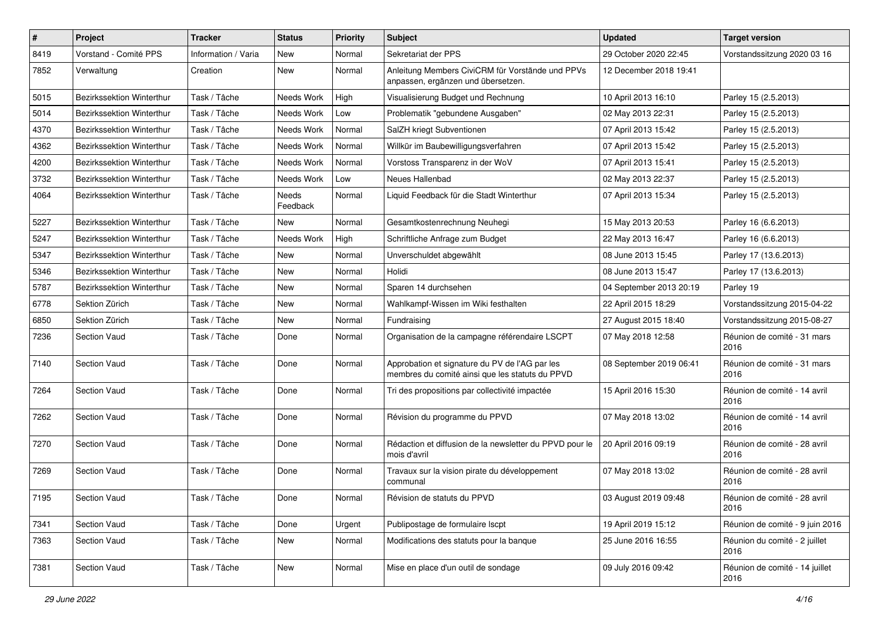| # | Project | Tracker | Status | Priority | Subject | Updated | Target version |
|---|---|---|---|---|---|---|---|
| 8419 | Vorstand - Comité PPS | Information / Varia | New | Normal | Sekretariat der PPS | 29 October 2020 22:45 | Vorstandssitzung 2020 03 16 |
| 7852 | Verwaltung | Creation | New | Normal | Anleitung Members CiviCRM für Vorstände und PPVs anpassen, ergänzen und übersetzen. | 12 December 2018 19:41 | |
| 5015 | Bezirkssektion Winterthur | Task / Tâche | Needs Work | High | Visualisierung Budget und Rechnung | 10 April 2013 16:10 | Parley 15 (2.5.2013) |
| 5014 | Bezirkssektion Winterthur | Task / Tâche | Needs Work | Low | Problematik "gebundene Ausgaben" | 02 May 2013 22:31 | Parley 15 (2.5.2013) |
| 4370 | Bezirkssektion Winterthur | Task / Tâche | Needs Work | Normal | SalZH kriegt Subventionen | 07 April 2013 15:42 | Parley 15 (2.5.2013) |
| 4362 | Bezirkssektion Winterthur | Task / Tâche | Needs Work | Normal | Willkür im Baubewilligungsverfahren | 07 April 2013 15:42 | Parley 15 (2.5.2013) |
| 4200 | Bezirkssektion Winterthur | Task / Tâche | Needs Work | Normal | Vorstoss Transparenz in der WoV | 07 April 2013 15:41 | Parley 15 (2.5.2013) |
| 3732 | Bezirkssektion Winterthur | Task / Tâche | Needs Work | Low | Neues Hallenbad | 02 May 2013 22:37 | Parley 15 (2.5.2013) |
| 4064 | Bezirkssektion Winterthur | Task / Tâche | Needs Feedback | Normal | Liquid Feedback für die Stadt Winterthur | 07 April 2013 15:34 | Parley 15 (2.5.2013) |
| 5227 | Bezirkssektion Winterthur | Task / Tâche | New | Normal | Gesamtkostenrechnung Neuhegi | 15 May 2013 20:53 | Parley 16 (6.6.2013) |
| 5247 | Bezirkssektion Winterthur | Task / Tâche | Needs Work | High | Schriftliche Anfrage zum Budget | 22 May 2013 16:47 | Parley 16 (6.6.2013) |
| 5347 | Bezirkssektion Winterthur | Task / Tâche | New | Normal | Unverschuldet abgewählt | 08 June 2013 15:45 | Parley 17 (13.6.2013) |
| 5346 | Bezirkssektion Winterthur | Task / Tâche | New | Normal | Holidi | 08 June 2013 15:47 | Parley 17 (13.6.2013) |
| 5787 | Bezirkssektion Winterthur | Task / Tâche | New | Normal | Sparen 14 durchsehen | 04 September 2013 20:19 | Parley 19 |
| 6778 | Sektion Zürich | Task / Tâche | New | Normal | Wahlkampf-Wissen im Wiki festhalten | 22 April 2015 18:29 | Vorstandssitzung 2015-04-22 |
| 6850 | Sektion Zürich | Task / Tâche | New | Normal | Fundraising | 27 August 2015 18:40 | Vorstandssitzung 2015-08-27 |
| 7236 | Section Vaud | Task / Tâche | Done | Normal | Organisation de la campagne référendaire LSCPT | 07 May 2018 12:58 | Réunion de comité - 31 mars 2016 |
| 7140 | Section Vaud | Task / Tâche | Done | Normal | Approbation et signature du PV de l'AG par les membres du comité ainsi que les statuts du PPVD | 08 September 2019 06:41 | Réunion de comité - 31 mars 2016 |
| 7264 | Section Vaud | Task / Tâche | Done | Normal | Tri des propositions par collectivité impactée | 15 April 2016 15:30 | Réunion de comité - 14 avril 2016 |
| 7262 | Section Vaud | Task / Tâche | Done | Normal | Révision du programme du PPVD | 07 May 2018 13:02 | Réunion de comité - 14 avril 2016 |
| 7270 | Section Vaud | Task / Tâche | Done | Normal | Rédaction et diffusion de la newsletter du PPVD pour le mois d'avril | 20 April 2016 09:19 | Réunion de comité - 28 avril 2016 |
| 7269 | Section Vaud | Task / Tâche | Done | Normal | Travaux sur la vision pirate du développement communal | 07 May 2018 13:02 | Réunion de comité - 28 avril 2016 |
| 7195 | Section Vaud | Task / Tâche | Done | Normal | Révision de statuts du PPVD | 03 August 2019 09:48 | Réunion de comité - 28 avril 2016 |
| 7341 | Section Vaud | Task / Tâche | Done | Urgent | Publipostage de formulaire lscpt | 19 April 2019 15:12 | Réunion de comité - 9 juin 2016 |
| 7363 | Section Vaud | Task / Tâche | New | Normal | Modifications des statuts pour la banque | 25 June 2016 16:55 | Réunion du comité - 2 juillet 2016 |
| 7381 | Section Vaud | Task / Tâche | New | Normal | Mise en place d'un outil de sondage | 09 July 2016 09:42 | Réunion de comité - 14 juillet 2016 |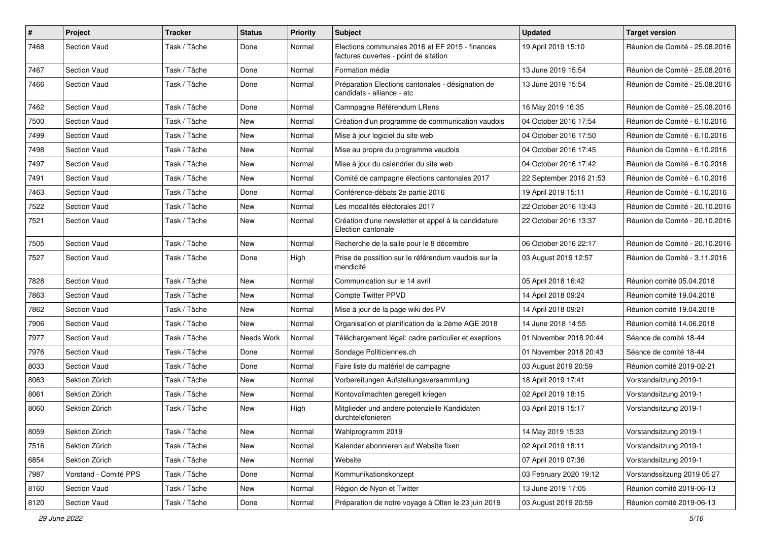| # | Project | Tracker | Status | Priority | Subject | Updated | Target version |
|---|---|---|---|---|---|---|---|
| 7468 | Section Vaud | Task / Tâche | Done | Normal | Elections communales 2016 et EF 2015 - finances factures ouvertes - point de sitation | 19 April 2019 15:10 | Réunion de Comité - 25.08.2016 |
| 7467 | Section Vaud | Task / Tâche | Done | Normal | Formation média | 13 June 2019 15:54 | Réunion de Comité - 25.08.2016 |
| 7466 | Section Vaud | Task / Tâche | Done | Normal | Préparation Elections cantonales - désignation de candidats - alliance - etc | 13 June 2019 15:54 | Réunion de Comité - 25.08.2016 |
| 7462 | Section Vaud | Task / Tâche | Done | Normal | Camnpagne Référendum LRens | 16 May 2019 16:35 | Réunion de Comité - 25.08.2016 |
| 7500 | Section Vaud | Task / Tâche | New | Normal | Création d'un programme de communication vaudois | 04 October 2016 17:54 | Réunion de Comité - 6.10.2016 |
| 7499 | Section Vaud | Task / Tâche | New | Normal | Mise à jour logiciel du site web | 04 October 2016 17:50 | Réunion de Comité - 6.10.2016 |
| 7498 | Section Vaud | Task / Tâche | New | Normal | Mise au propre du programme vaudois | 04 October 2016 17:45 | Réunion de Comité - 6.10.2016 |
| 7497 | Section Vaud | Task / Tâche | New | Normal | Mise à jour du calendrier du site web | 04 October 2016 17:42 | Réunion de Comité - 6.10.2016 |
| 7491 | Section Vaud | Task / Tâche | New | Normal | Comité de campagne élections cantonales 2017 | 22 September 2016 21:53 | Réunion de Comité - 6.10.2016 |
| 7463 | Section Vaud | Task / Tâche | Done | Normal | Conférence-débats 2e partie 2016 | 19 April 2019 15:11 | Réunion de Comité - 6.10.2016 |
| 7522 | Section Vaud | Task / Tâche | New | Normal | Les modalités éléctorales 2017 | 22 October 2016 13:43 | Réunion de Comité - 20.10.2016 |
| 7521 | Section Vaud | Task / Tâche | New | Normal | Création d'une newsletter et appel à la candidature Election cantonale | 22 October 2016 13:37 | Réunion de Comité - 20.10.2016 |
| 7505 | Section Vaud | Task / Tâche | New | Normal | Recherche de la salle pour le 8 décembre | 06 October 2016 22:17 | Réunion de Comité - 20.10.2016 |
| 7527 | Section Vaud | Task / Tâche | Done | High | Prise de possition sur le référendum vaudois sur la mendicité | 03 August 2019 12:57 | Réunion de Comité - 3.11.2016 |
| 7828 | Section Vaud | Task / Tâche | New | Normal | Communication sur le 14 avril | 05 April 2018 16:42 | Réunion comité 05.04.2018 |
| 7863 | Section Vaud | Task / Tâche | New | Normal | Compte Twitter PPVD | 14 April 2018 09:24 | Réunion comité 19.04.2018 |
| 7862 | Section Vaud | Task / Tâche | New | Normal | Mise à jour de la page wiki des PV | 14 April 2018 09:21 | Réunion comité 19.04.2018 |
| 7906 | Section Vaud | Task / Tâche | New | Normal | Organisation et planification de la 2ème AGE 2018 | 14 June 2018 14:55 | Réunion comité 14.06.2018 |
| 7977 | Section Vaud | Task / Tâche | Needs Work | Normal | Téléchargement légal: cadre particulier et exeptions | 01 November 2018 20:44 | Séance de comité 18-44 |
| 7976 | Section Vaud | Task / Tâche | Done | Normal | Sondage Politiciennes.ch | 01 November 2018 20:43 | Séance de comité 18-44 |
| 8033 | Section Vaud | Task / Tâche | Done | Normal | Faire liste du matériel de campagne | 03 August 2019 20:59 | Réunion comité 2019-02-21 |
| 8063 | Sektion Zürich | Task / Tâche | New | Normal | Vorbereitungen Aufstellungsversammlung | 18 April 2019 17:41 | Vorstandsitzung 2019-1 |
| 8061 | Sektion Zürich | Task / Tâche | New | Normal | Kontovollmachten geregelt kriegen | 02 April 2019 18:15 | Vorstandsitzung 2019-1 |
| 8060 | Sektion Zürich | Task / Tâche | New | High | Mitglieder und andere potenzielle Kandidaten durchtelefonieren | 03 April 2019 15:17 | Vorstandsitzung 2019-1 |
| 8059 | Sektion Zürich | Task / Tâche | New | Normal | Wahlprogramm 2019 | 14 May 2019 15:33 | Vorstandsitzung 2019-1 |
| 7516 | Sektion Zürich | Task / Tâche | New | Normal | Kalender abonnieren auf Website fixen | 02 April 2019 18:11 | Vorstandsitzung 2019-1 |
| 6854 | Sektion Zürich | Task / Tâche | New | Normal | Website | 07 April 2019 07:36 | Vorstandsitzung 2019-1 |
| 7987 | Vorstand - Comité PPS | Task / Tâche | Done | Normal | Kommunikationskonzept | 03 February 2020 19:12 | Vorstandssitzung 2019 05 27 |
| 8160 | Section Vaud | Task / Tâche | New | Normal | Région de Nyon et Twitter | 13 June 2019 17:05 | Réunion comité 2019-06-13 |
| 8120 | Section Vaud | Task / Tâche | Done | Normal | Préparation de notre voyage à Olten le 23 juin 2019 | 03 August 2019 20:59 | Réunion comité 2019-06-13 |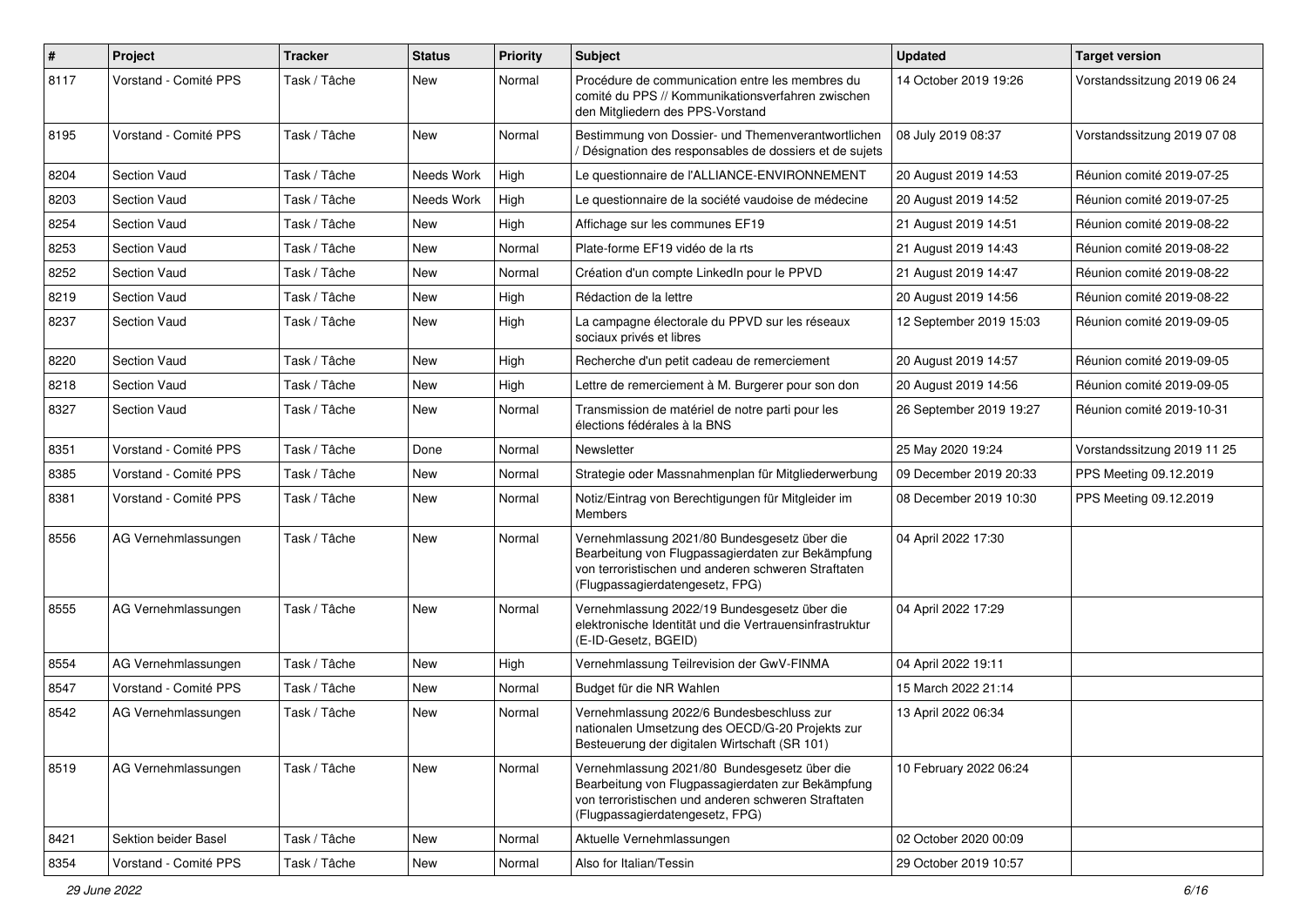| # | Project | Tracker | Status | Priority | Subject | Updated | Target version |
|---|---|---|---|---|---|---|---|
| 8117 | Vorstand - Comité PPS | Task / Tâche | New | Normal | Procédure de communication entre les membres du comité du PPS // Kommunikationsverfahren zwischen den Mitgliedern des PPS-Vorstand | 14 October 2019 19:26 | Vorstandssitzung 2019 06 24 |
| 8195 | Vorstand - Comité PPS | Task / Tâche | New | Normal | Bestimmung von Dossier- und Themenverantwortlichen / Désignation des responsables de dossiers et de sujets | 08 July 2019 08:37 | Vorstandssitzung 2019 07 08 |
| 8204 | Section Vaud | Task / Tâche | Needs Work | High | Le questionnaire de l'ALLIANCE-ENVIRONNEMENT | 20 August 2019 14:53 | Réunion comité 2019-07-25 |
| 8203 | Section Vaud | Task / Tâche | Needs Work | High | Le questionnaire de la société vaudoise de médecine | 20 August 2019 14:52 | Réunion comité 2019-07-25 |
| 8254 | Section Vaud | Task / Tâche | New | High | Affichage sur les communes EF19 | 21 August 2019 14:51 | Réunion comité 2019-08-22 |
| 8253 | Section Vaud | Task / Tâche | New | Normal | Plate-forme EF19 vidéo de la rts | 21 August 2019 14:43 | Réunion comité 2019-08-22 |
| 8252 | Section Vaud | Task / Tâche | New | Normal | Création d'un compte LinkedIn pour le PPVD | 21 August 2019 14:47 | Réunion comité 2019-08-22 |
| 8219 | Section Vaud | Task / Tâche | New | High | Rédaction de la lettre | 20 August 2019 14:56 | Réunion comité 2019-08-22 |
| 8237 | Section Vaud | Task / Tâche | New | High | La campagne électorale du PPVD sur les réseaux sociaux privés et libres | 12 September 2019 15:03 | Réunion comité 2019-09-05 |
| 8220 | Section Vaud | Task / Tâche | New | High | Recherche d'un petit cadeau de remerciement | 20 August 2019 14:57 | Réunion comité 2019-09-05 |
| 8218 | Section Vaud | Task / Tâche | New | High | Lettre de remerciement à M. Burgerer pour son don | 20 August 2019 14:56 | Réunion comité 2019-09-05 |
| 8327 | Section Vaud | Task / Tâche | New | Normal | Transmission de matériel de notre parti pour les élections fédérales à la BNS | 26 September 2019 19:27 | Réunion comité 2019-10-31 |
| 8351 | Vorstand - Comité PPS | Task / Tâche | Done | Normal | Newsletter | 25 May 2020 19:24 | Vorstandssitzung 2019 11 25 |
| 8385 | Vorstand - Comité PPS | Task / Tâche | New | Normal | Strategie oder Massnahmenplan für Mitgliederwerbung | 09 December 2019 20:33 | PPS Meeting 09.12.2019 |
| 8381 | Vorstand - Comité PPS | Task / Tâche | New | Normal | Notiz/Eintrag von Berechtigungen für Mitgleider im Members | 08 December 2019 10:30 | PPS Meeting 09.12.2019 |
| 8556 | AG Vernehmlassungen | Task / Tâche | New | Normal | Vernehmlassung 2021/80 Bundesgesetz über die Bearbeitung von Flugpassagierdaten zur Bekämpfung von terroristischen und anderen schweren Straftaten (Flugpassagierdatengesetz, FPG) | 04 April 2022 17:30 | |
| 8555 | AG Vernehmlassungen | Task / Tâche | New | Normal | Vernehmlassung 2022/19 Bundesgesetz über die elektronische Identität und die Vertrauensinfrastruktur (E-ID-Gesetz, BGEID) | 04 April 2022 17:29 | |
| 8554 | AG Vernehmlassungen | Task / Tâche | New | High | Vernehmlassung Teilrevision der GwV-FINMA | 04 April 2022 19:11 | |
| 8547 | Vorstand - Comité PPS | Task / Tâche | New | Normal | Budget für die NR Wahlen | 15 March 2022 21:14 | |
| 8542 | AG Vernehmlassungen | Task / Tâche | New | Normal | Vernehmlassung 2022/6 Bundesbeschluss zur nationalen Umsetzung des OECD/G-20 Projekts zur Besteuerung der digitalen Wirtschaft (SR 101) | 13 April 2022 06:34 | |
| 8519 | AG Vernehmlassungen | Task / Tâche | New | Normal | Vernehmlassung 2021/80 Bundesgesetz über die Bearbeitung von Flugpassagierdaten zur Bekämpfung von terroristischen und anderen schweren Straftaten (Flugpassagierdatengesetz, FPG) | 10 February 2022 06:24 | |
| 8421 | Sektion beider Basel | Task / Tâche | New | Normal | Aktuelle Vernehmlassungen | 02 October 2020 00:09 | |
| 8354 | Vorstand - Comité PPS | Task / Tâche | New | Normal | Also for Italian/Tessin | 29 October 2019 10:57 | |

*29 June 2022*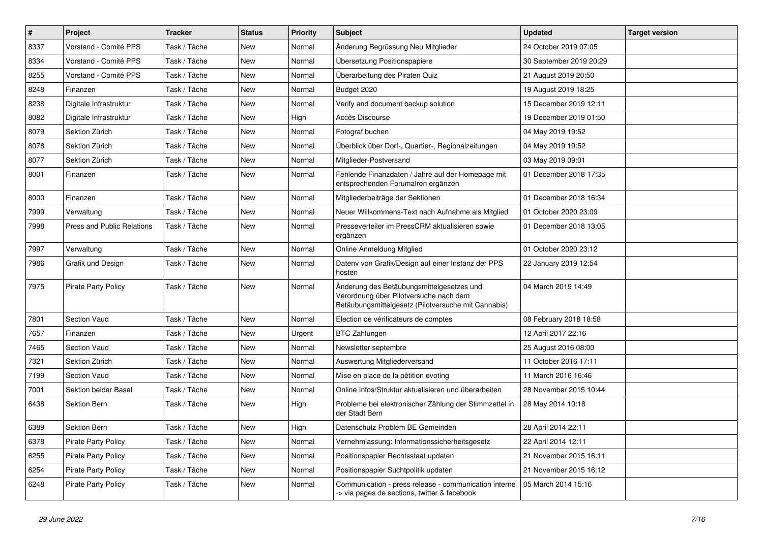| # | Project | Tracker | Status | Priority | Subject | Updated | Target version |
|---|---|---|---|---|---|---|---|
| 8337 | Vorstand - Comité PPS | Task / Tâche | New | Normal | Änderung Begrüssung Neu Mitglieder | 24 October 2019 07:05 | |
| 8334 | Vorstand - Comité PPS | Task / Tâche | New | Normal | Übersetzung Positionspapiere | 30 September 2019 20:29 | |
| 8255 | Vorstand - Comité PPS | Task / Tâche | New | Normal | Überarbeitung des Piraten Quiz | 21 August 2019 20:50 | |
| 8248 | Finanzen | Task / Tâche | New | Normal | Budget 2020 | 19 August 2019 18:25 | |
| 8238 | Digitale Infrastruktur | Task / Tâche | New | Normal | Verify and document backup solution | 15 December 2019 12:11 | |
| 8082 | Digitale Infrastruktur | Task / Tâche | New | High | Accès Discourse | 19 December 2019 01:50 | |
| 8079 | Sektion Zürich | Task / Tâche | New | Normal | Fotograf buchen | 04 May 2019 19:52 | |
| 8078 | Sektion Zürich | Task / Tâche | New | Normal | Überblick über Dorf-, Quartier-, Regionalzeitungen | 04 May 2019 19:52 | |
| 8077 | Sektion Zürich | Task / Tâche | New | Normal | Mitglieder-Postversand | 03 May 2019 09:01 | |
| 8001 | Finanzen | Task / Tâche | New | Normal | Fehlende Finanzdaten / Jahre auf der Homepage mit entsprechenden Forumalren ergänzen | 01 December 2018 17:35 | |
| 8000 | Finanzen | Task / Tâche | New | Normal | Mitgliederbeiträge der Sektionen | 01 December 2018 16:34 | |
| 7999 | Verwaltung | Task / Tâche | New | Normal | Neuer Willkommens-Text nach Aufnahme als Mitglied | 01 October 2020 23:09 | |
| 7998 | Press and Public Relations | Task / Tâche | New | Normal | Presseverteiler im PressCRM aktualisieren sowie ergänzen | 01 December 2018 13:05 | |
| 7997 | Verwaltung | Task / Tâche | New | Normal | Online Anmeldung Mitglied | 01 October 2020 23:12 | |
| 7986 | Grafik und Design | Task / Tâche | New | Normal | Datenv von Grafik/Design auf einer Instanz der PPS hosten | 22 January 2019 12:54 | |
| 7975 | Pirate Party Policy | Task / Tâche | New | Normal | Änderung des Betäubungsmittelgesetzes und Verordnung über Pilotversuche nach dem Betäubungsmittelgesetz (Pilotversuche mit Cannabis) | 04 March 2019 14:49 | |
| 7801 | Section Vaud | Task / Tâche | New | Normal | Election de vérificateurs de comptes | 08 February 2018 18:58 | |
| 7657 | Finanzen | Task / Tâche | New | Urgent | BTC Zahlungen | 12 April 2017 22:16 | |
| 7465 | Section Vaud | Task / Tâche | New | Normal | Newsletter septembre | 25 August 2016 08:00 | |
| 7321 | Sektion Zürich | Task / Tâche | New | Normal | Auswertung Mitgliederversand | 11 October 2016 17:11 | |
| 7199 | Section Vaud | Task / Tâche | New | Normal | Mise en place de la pétition evoting | 11 March 2016 16:46 | |
| 7001 | Sektion beider Basel | Task / Tâche | New | Normal | Online Infos/Struktur aktualisieren und überarbeiten | 28 November 2015 10:44 | |
| 6438 | Sektion Bern | Task / Tâche | New | High | Probleme bei elektronischer Zählung der Stimmzettel in der Stadt Bern | 28 May 2014 10:18 | |
| 6389 | Sektion Bern | Task / Tâche | New | High | Datenschutz Problem BE Gemeinden | 28 April 2014 22:11 | |
| 6378 | Pirate Party Policy | Task / Tâche | New | Normal | Vernehmlassung: Informationssicherheitsgesetz | 22 April 2014 12:11 | |
| 6255 | Pirate Party Policy | Task / Tâche | New | Normal | Positionspapier Rechtsstaat updaten | 21 November 2015 16:11 | |
| 6254 | Pirate Party Policy | Task / Tâche | New | Normal | Positionspapier Suchtpolitik updaten | 21 November 2015 16:12 | |
| 6248 | Pirate Party Policy | Task / Tâche | New | Normal | Communication - press release - communication interne -> via pages de sections, twitter & facebook | 05 March 2014 15:16 | |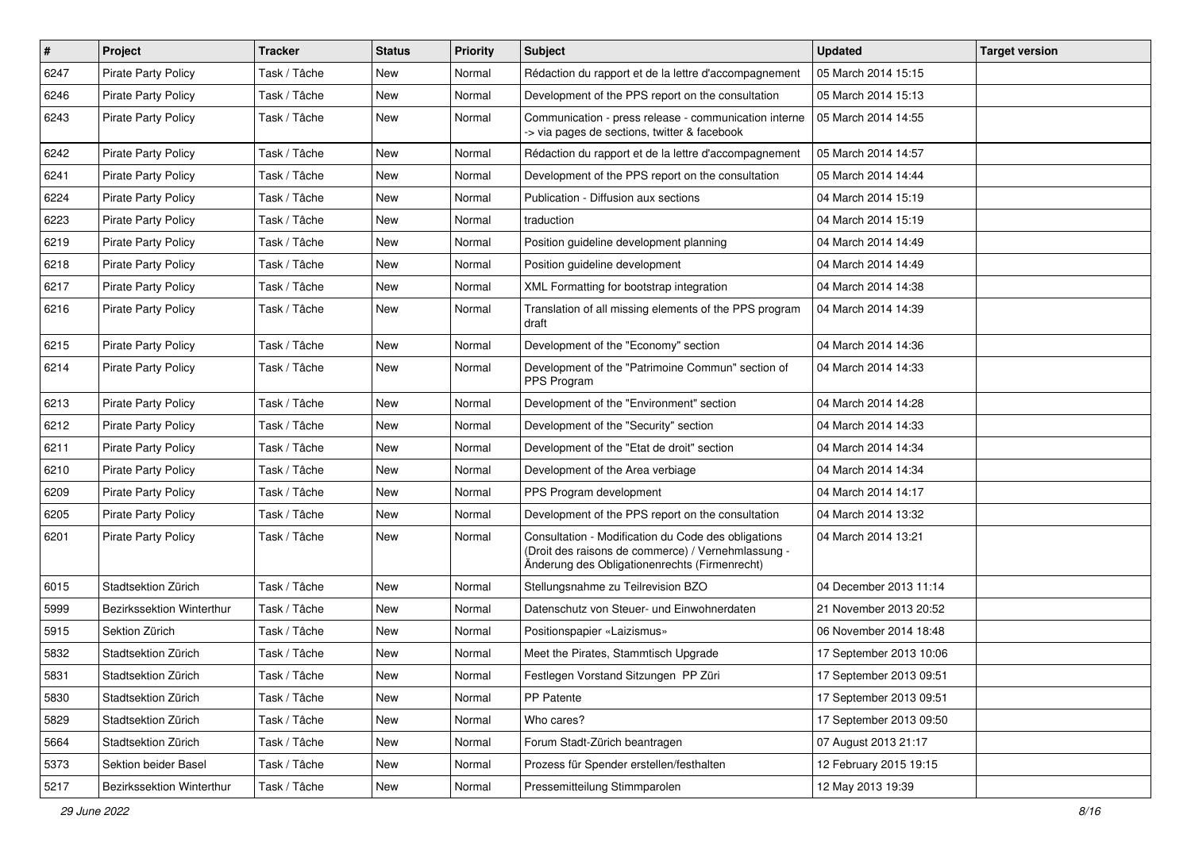| # | Project | Tracker | Status | Priority | Subject | Updated | Target version |
|---|---|---|---|---|---|---|---|
| 6247 | Pirate Party Policy | Task / Tâche | New | Normal | Rédaction du rapport et de la lettre d'accompagnement | 05 March 2014 15:15 | |
| 6246 | Pirate Party Policy | Task / Tâche | New | Normal | Development of the PPS report on the consultation | 05 March 2014 15:13 | |
| 6243 | Pirate Party Policy | Task / Tâche | New | Normal | Communication - press release - communication interne -> via pages de sections, twitter & facebook | 05 March 2014 14:55 | |
| 6242 | Pirate Party Policy | Task / Tâche | New | Normal | Rédaction du rapport et de la lettre d'accompagnement | 05 March 2014 14:57 | |
| 6241 | Pirate Party Policy | Task / Tâche | New | Normal | Development of the PPS report on the consultation | 05 March 2014 14:44 | |
| 6224 | Pirate Party Policy | Task / Tâche | New | Normal | Publication - Diffusion aux sections | 04 March 2014 15:19 | |
| 6223 | Pirate Party Policy | Task / Tâche | New | Normal | traduction | 04 March 2014 15:19 | |
| 6219 | Pirate Party Policy | Task / Tâche | New | Normal | Position guideline development planning | 04 March 2014 14:49 | |
| 6218 | Pirate Party Policy | Task / Tâche | New | Normal | Position guideline development | 04 March 2014 14:49 | |
| 6217 | Pirate Party Policy | Task / Tâche | New | Normal | XML Formatting for bootstrap integration | 04 March 2014 14:38 | |
| 6216 | Pirate Party Policy | Task / Tâche | New | Normal | Translation of all missing elements of the PPS program draft | 04 March 2014 14:39 | |
| 6215 | Pirate Party Policy | Task / Tâche | New | Normal | Development of the "Economy" section | 04 March 2014 14:36 | |
| 6214 | Pirate Party Policy | Task / Tâche | New | Normal | Development of the "Patrimoine Commun" section of PPS Program | 04 March 2014 14:33 | |
| 6213 | Pirate Party Policy | Task / Tâche | New | Normal | Development of the "Environment" section | 04 March 2014 14:28 | |
| 6212 | Pirate Party Policy | Task / Tâche | New | Normal | Development of the "Security" section | 04 March 2014 14:33 | |
| 6211 | Pirate Party Policy | Task / Tâche | New | Normal | Development of the "Etat de droit" section | 04 March 2014 14:34 | |
| 6210 | Pirate Party Policy | Task / Tâche | New | Normal | Development of the Area verbiage | 04 March 2014 14:34 | |
| 6209 | Pirate Party Policy | Task / Tâche | New | Normal | PPS Program development | 04 March 2014 14:17 | |
| 6205 | Pirate Party Policy | Task / Tâche | New | Normal | Development of the PPS report on the consultation | 04 March 2014 13:32 | |
| 6201 | Pirate Party Policy | Task / Tâche | New | Normal | Consultation - Modification du Code des obligations (Droit des raisons de commerce) / Vernehmlassung - Änderung des Obligationenrechts (Firmenrecht) | 04 March 2014 13:21 | |
| 6015 | Stadtsektion Zürich | Task / Tâche | New | Normal | Stellungsnahme zu Teilrevision BZO | 04 December 2013 11:14 | |
| 5999 | Bezirkssektion Winterthur | Task / Tâche | New | Normal | Datenschutz von Steuer- und Einwohnerdaten | 21 November 2013 20:52 | |
| 5915 | Sektion Zürich | Task / Tâche | New | Normal | Positionspapier «Laizismus» | 06 November 2014 18:48 | |
| 5832 | Stadtsektion Zürich | Task / Tâche | New | Normal | Meet the Pirates, Stammtisch Upgrade | 17 September 2013 10:06 | |
| 5831 | Stadtsektion Zürich | Task / Tâche | New | Normal | Festlegen Vorstand Sitzungen PP Züri | 17 September 2013 09:51 | |
| 5830 | Stadtsektion Zürich | Task / Tâche | New | Normal | PP Patente | 17 September 2013 09:51 | |
| 5829 | Stadtsektion Zürich | Task / Tâche | New | Normal | Who cares? | 17 September 2013 09:50 | |
| 5664 | Stadtsektion Zürich | Task / Tâche | New | Normal | Forum Stadt-Zürich beantragen | 07 August 2013 21:17 | |
| 5373 | Sektion beider Basel | Task / Tâche | New | Normal | Prozess für Spender erstellen/festhalten | 12 February 2015 19:15 | |
| 5217 | Bezirkssektion Winterthur | Task / Tâche | New | Normal | Pressemitteilung Stimmparolen | 12 May 2013 19:39 | |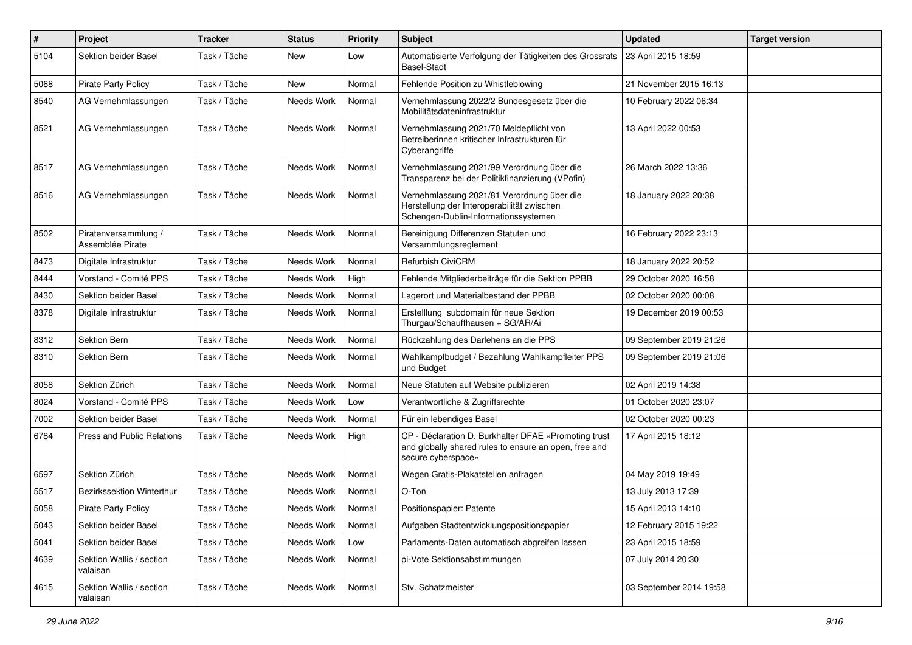| # | Project | Tracker | Status | Priority | Subject | Updated | Target version |
|---|---|---|---|---|---|---|---|
| 5104 | Sektion beider Basel | Task / Tâche | New | Low | Automatisierte Verfolgung der Tätigkeiten des Grossrats Basel-Stadt | 23 April 2015 18:59 | |
| 5068 | Pirate Party Policy | Task / Tâche | New | Normal | Fehlende Position zu Whistleblowing | 21 November 2015 16:13 | |
| 8540 | AG Vernehmlassungen | Task / Tâche | Needs Work | Normal | Vernehmlassung 2022/2 Bundesgesetz über die Mobilitätsdateninfrastruktur | 10 February 2022 06:34 | |
| 8521 | AG Vernehmlassungen | Task / Tâche | Needs Work | Normal | Vernehmlassung 2021/70 Meldepflicht von Betreiberinnen kritischer Infrastrukturen für Cyberangriffe | 13 April 2022 00:53 | |
| 8517 | AG Vernehmlassungen | Task / Tâche | Needs Work | Normal | Vernehmlassung 2021/99 Verordnung über die Transparenz bei der Politikfinanzierung (VPofin) | 26 March 2022 13:36 | |
| 8516 | AG Vernehmlassungen | Task / Tâche | Needs Work | Normal | Vernehmlassung 2021/81 Verordnung über die Herstellung der Interoperabilität zwischen Schengen-Dublin-Informationssystemen | 18 January 2022 20:38 | |
| 8502 | Piratenversammlung / Assemblée Pirate | Task / Tâche | Needs Work | Normal | Bereinigung Differenzen Statuten und Versammlungsreglement | 16 February 2022 23:13 | |
| 8473 | Digitale Infrastruktur | Task / Tâche | Needs Work | Normal | Refurbish CiviCRM | 18 January 2022 20:52 | |
| 8444 | Vorstand - Comité PPS | Task / Tâche | Needs Work | High | Fehlende Mitgliederbeiträge für die Sektion PPBB | 29 October 2020 16:58 | |
| 8430 | Sektion beider Basel | Task / Tâche | Needs Work | Normal | Lagerort und Materialbestand der PPBB | 02 October 2020 00:08 | |
| 8378 | Digitale Infrastruktur | Task / Tâche | Needs Work | Normal | Erstelllung subdomain für neue Sektion Thurgau/Schauffhausen + SG/AR/Ai | 19 December 2019 00:53 | |
| 8312 | Sektion Bern | Task / Tâche | Needs Work | Normal | Rückzahlung des Darlehens an die PPS | 09 September 2019 21:26 | |
| 8310 | Sektion Bern | Task / Tâche | Needs Work | Normal | Wahlkampfbudget / Bezahlung Wahlkampfleiter PPS und Budget | 09 September 2019 21:06 | |
| 8058 | Sektion Zürich | Task / Tâche | Needs Work | Normal | Neue Statuten auf Website publizieren | 02 April 2019 14:38 | |
| 8024 | Vorstand - Comité PPS | Task / Tâche | Needs Work | Low | Verantwortliche & Zugriffsrechte | 01 October 2020 23:07 | |
| 7002 | Sektion beider Basel | Task / Tâche | Needs Work | Normal | Für ein lebendiges Basel | 02 October 2020 00:23 | |
| 6784 | Press and Public Relations | Task / Tâche | Needs Work | High | CP - Déclaration D. Burkhalter DFAE «Promoting trust and globally shared rules to ensure an open, free and secure cyberspace» | 17 April 2015 18:12 | |
| 6597 | Sektion Zürich | Task / Tâche | Needs Work | Normal | Wegen Gratis-Plakatstellen anfragen | 04 May 2019 19:49 | |
| 5517 | Bezirkssektion Winterthur | Task / Tâche | Needs Work | Normal | O-Ton | 13 July 2013 17:39 | |
| 5058 | Pirate Party Policy | Task / Tâche | Needs Work | Normal | Positionspapier: Patente | 15 April 2013 14:10 | |
| 5043 | Sektion beider Basel | Task / Tâche | Needs Work | Normal | Aufgaben Stadtentwicklungspositionspapier | 12 February 2015 19:22 | |
| 5041 | Sektion beider Basel | Task / Tâche | Needs Work | Low | Parlaments-Daten automatisch abgreifen lassen | 23 April 2015 18:59 | |
| 4639 | Sektion Wallis / section valaisan | Task / Tâche | Needs Work | Normal | pi-Vote Sektionsabstimmungen | 07 July 2014 20:30 | |
| 4615 | Sektion Wallis / section valaisan | Task / Tâche | Needs Work | Normal | Stv. Schatzmeister | 03 September 2014 19:58 | |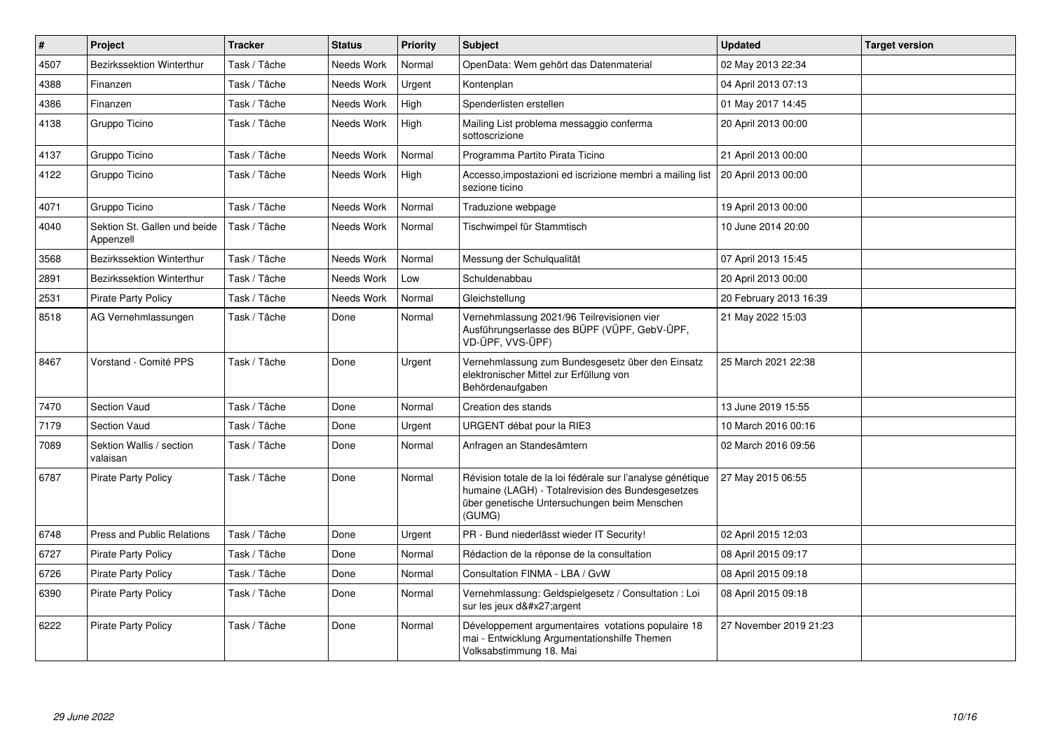| # | Project | Tracker | Status | Priority | Subject | Updated | Target version |
|---|---|---|---|---|---|---|---|
| 4507 | Bezirkssektion Winterthur | Task / Tâche | Needs Work | Normal | OpenData: Wem gehört das Datenmaterial | 02 May 2013 22:34 | |
| 4388 | Finanzen | Task / Tâche | Needs Work | Urgent | Kontenplan | 04 April 2013 07:13 | |
| 4386 | Finanzen | Task / Tâche | Needs Work | High | Spenderlisten erstellen | 01 May 2017 14:45 | |
| 4138 | Gruppo Ticino | Task / Tâche | Needs Work | High | Mailing List problema messaggio conferma sottoscrizione | 20 April 2013 00:00 | |
| 4137 | Gruppo Ticino | Task / Tâche | Needs Work | Normal | Programma Partito Pirata Ticino | 21 April 2013 00:00 | |
| 4122 | Gruppo Ticino | Task / Tâche | Needs Work | High | Accesso,impostazioni ed iscrizione membri a mailing list sezione ticino | 20 April 2013 00:00 | |
| 4071 | Gruppo Ticino | Task / Tâche | Needs Work | Normal | Traduzione webpage | 19 April 2013 00:00 | |
| 4040 | Sektion St. Gallen und beide Appenzell | Task / Tâche | Needs Work | Normal | Tischwimpel für Stammtisch | 10 June 2014 20:00 | |
| 3568 | Bezirkssektion Winterthur | Task / Tâche | Needs Work | Normal | Messung der Schulqualität | 07 April 2013 15:45 | |
| 2891 | Bezirkssektion Winterthur | Task / Tâche | Needs Work | Low | Schuldenabbau | 20 April 2013 00:00 | |
| 2531 | Pirate Party Policy | Task / Tâche | Needs Work | Normal | Gleichstellung | 20 February 2013 16:39 | |
| 8518 | AG Vernehmlassungen | Task / Tâche | Done | Normal | Vernehmlassung 2021/96 Teilrevisionen vier Ausführungserlasse des BÜPF (VÜPF, GebV-ÜPF, VD-ÜPF, VVS-ÜPF) | 21 May 2022 15:03 | |
| 8467 | Vorstand - Comité PPS | Task / Tâche | Done | Urgent | Vernehmlassung zum Bundesgesetz über den Einsatz elektronischer Mittel zur Erfüllung von Behördenaufgaben | 25 March 2021 22:38 | |
| 7470 | Section Vaud | Task / Tâche | Done | Normal | Creation des stands | 13 June 2019 15:55 | |
| 7179 | Section Vaud | Task / Tâche | Done | Urgent | URGENT débat pour la RIE3 | 10 March 2016 00:16 | |
| 7089 | Sektion Wallis / section valaisan | Task / Tâche | Done | Normal | Anfragen an Standesämtern | 02 March 2016 09:56 | |
| 6787 | Pirate Party Policy | Task / Tâche | Done | Normal | Révision totale de la loi fédérale sur l'analyse génétique humaine (LAGH) - Totalrevision des Bundesgesetzes über genetische Untersuchungen beim Menschen (GUMG) | 27 May 2015 06:55 | |
| 6748 | Press and Public Relations | Task / Tâche | Done | Urgent | PR - Bund niederlässt wieder IT Security! | 02 April 2015 12:03 | |
| 6727 | Pirate Party Policy | Task / Tâche | Done | Normal | Rédaction de la réponse de la consultation | 08 April 2015 09:17 | |
| 6726 | Pirate Party Policy | Task / Tâche | Done | Normal | Consultation FINMA - LBA / GvW | 08 April 2015 09:18 | |
| 6390 | Pirate Party Policy | Task / Tâche | Done | Normal | Vernehmlassung: Geldspielgesetz / Consultation : Loi sur les jeux d&#x27;argent | 08 April 2015 09:18 | |
| 6222 | Pirate Party Policy | Task / Tâche | Done | Normal | Développement argumentaires votations populaire 18 mai - Entwicklung Argumentationshilfe Themen Volksabstimmung 18. Mai | 27 November 2019 21:23 | |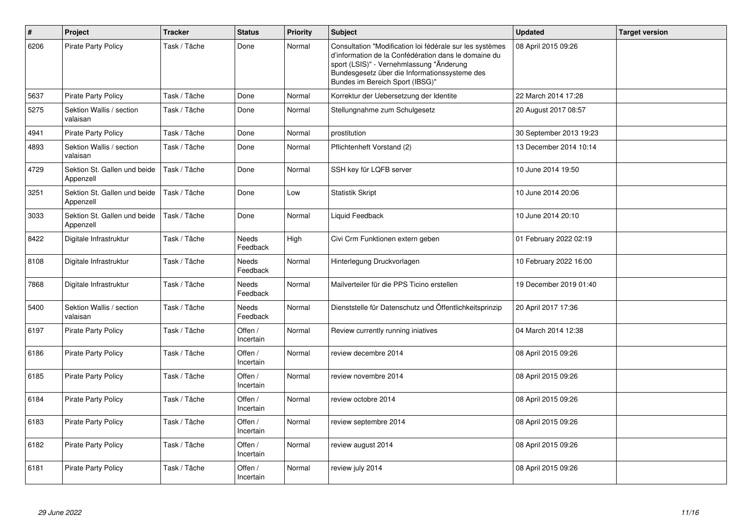| # | Project | Tracker | Status | Priority | Subject | Updated | Target version |
|---|---|---|---|---|---|---|---|
| 6206 | Pirate Party Policy | Task / Tâche | Done | Normal | Consultation "Modification loi fédérale sur les systèmes d'information de la Confédération dans le domaine du sport (LSIS)" - Vernehmlassung "Änderung Bundesgesetz über die Informationssysteme des Bundes im Bereich Sport (IBSG)" | 08 April 2015 09:26 | |
| 5637 | Pirate Party Policy | Task / Tâche | Done | Normal | Korrektur der Uebersetzung der Identite | 22 March 2014 17:28 | |
| 5275 | Sektion Wallis / section valaisan | Task / Tâche | Done | Normal | Stellungnahme zum Schulgesetz | 20 August 2017 08:57 | |
| 4941 | Pirate Party Policy | Task / Tâche | Done | Normal | prostitution | 30 September 2013 19:23 | |
| 4893 | Sektion Wallis / section valaisan | Task / Tâche | Done | Normal | Pflichtenheft Vorstand (2) | 13 December 2014 10:14 | |
| 4729 | Sektion St. Gallen und beide Appenzell | Task / Tâche | Done | Normal | SSH key für LQFB server | 10 June 2014 19:50 | |
| 3251 | Sektion St. Gallen und beide Appenzell | Task / Tâche | Done | Low | Statistik Skript | 10 June 2014 20:06 | |
| 3033 | Sektion St. Gallen und beide Appenzell | Task / Tâche | Done | Normal | Liquid Feedback | 10 June 2014 20:10 | |
| 8422 | Digitale Infrastruktur | Task / Tâche | Needs Feedback | High | Civi Crm Funktionen extern geben | 01 February 2022 02:19 | |
| 8108 | Digitale Infrastruktur | Task / Tâche | Needs Feedback | Normal | Hinterlegung Druckvorlagen | 10 February 2022 16:00 | |
| 7868 | Digitale Infrastruktur | Task / Tâche | Needs Feedback | Normal | Mailverteiler für die PPS Ticino erstellen | 19 December 2019 01:40 | |
| 5400 | Sektion Wallis / section valaisan | Task / Tâche | Needs Feedback | Normal | Dienststelle für Datenschutz und Öffentlichkeitsprinzip | 20 April 2017 17:36 | |
| 6197 | Pirate Party Policy | Task / Tâche | Offen / Incertain | Normal | Review currently running iniatives | 04 March 2014 12:38 | |
| 6186 | Pirate Party Policy | Task / Tâche | Offen / Incertain | Normal | review decembre 2014 | 08 April 2015 09:26 | |
| 6185 | Pirate Party Policy | Task / Tâche | Offen / Incertain | Normal | review novembre 2014 | 08 April 2015 09:26 | |
| 6184 | Pirate Party Policy | Task / Tâche | Offen / Incertain | Normal | review octobre 2014 | 08 April 2015 09:26 | |
| 6183 | Pirate Party Policy | Task / Tâche | Offen / Incertain | Normal | review septembre 2014 | 08 April 2015 09:26 | |
| 6182 | Pirate Party Policy | Task / Tâche | Offen / Incertain | Normal | review august 2014 | 08 April 2015 09:26 | |
| 6181 | Pirate Party Policy | Task / Tâche | Offen / Incertain | Normal | review july 2014 | 08 April 2015 09:26 | |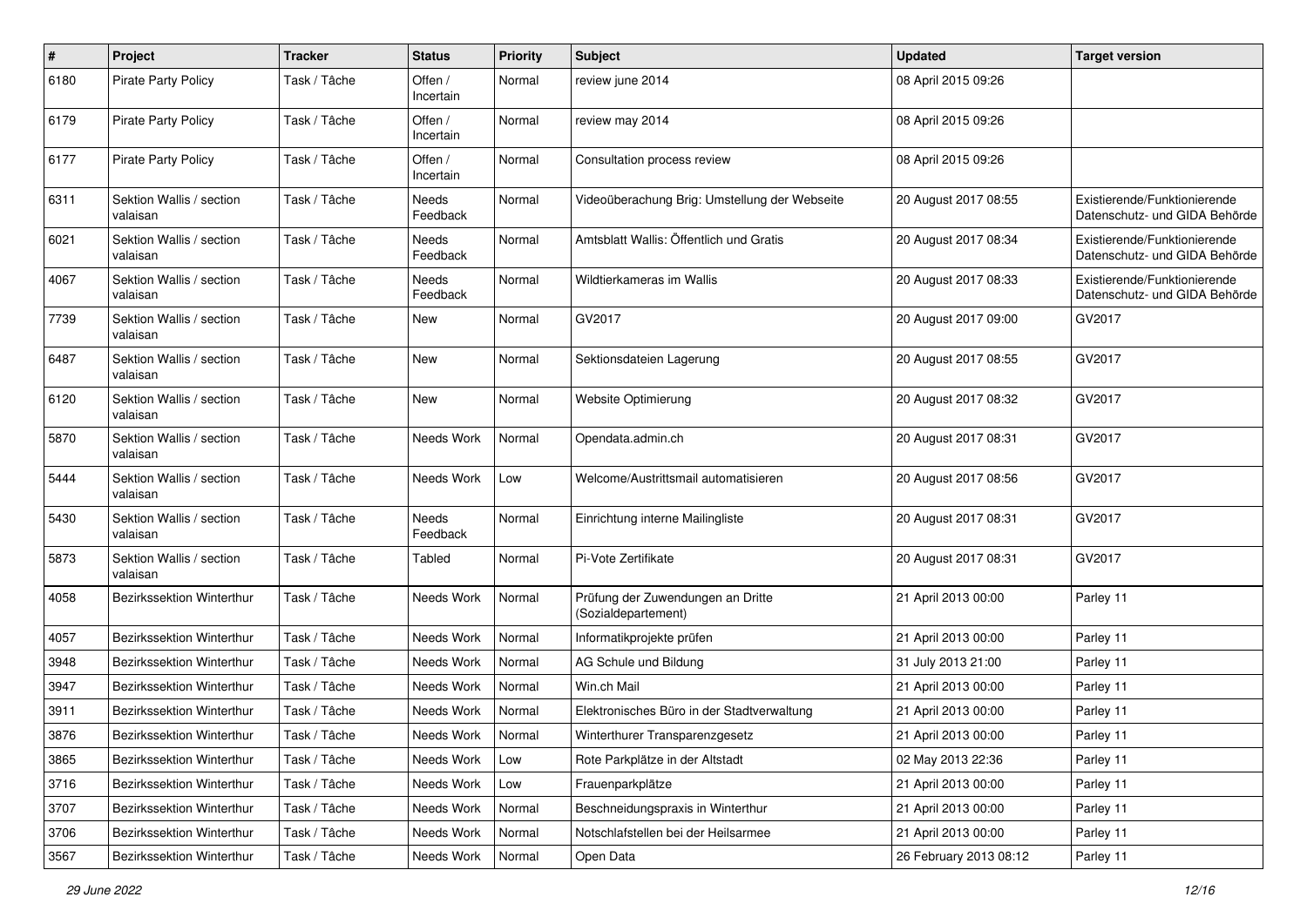| # | Project | Tracker | Status | Priority | Subject | Updated | Target version |
|---|---|---|---|---|---|---|---|
| 6180 | Pirate Party Policy | Task / Tâche | Offen / Incertain | Normal | review june 2014 | 08 April 2015 09:26 | |
| 6179 | Pirate Party Policy | Task / Tâche | Offen / Incertain | Normal | review may 2014 | 08 April 2015 09:26 | |
| 6177 | Pirate Party Policy | Task / Tâche | Offen / Incertain | Normal | Consultation process review | 08 April 2015 09:26 | |
| 6311 | Sektion Wallis / section valaisan | Task / Tâche | Needs Feedback | Normal | Videoüberachung Brig: Umstellung der Webseite | 20 August 2017 08:55 | Existierende/Funktionierende Datenschutz- und GIDA Behörde |
| 6021 | Sektion Wallis / section valaisan | Task / Tâche | Needs Feedback | Normal | Amtsblatt Wallis: Öffentlich und Gratis | 20 August 2017 08:34 | Existierende/Funktionierende Datenschutz- und GIDA Behörde |
| 4067 | Sektion Wallis / section valaisan | Task / Tâche | Needs Feedback | Normal | Wildtierkameras im Wallis | 20 August 2017 08:33 | Existierende/Funktionierende Datenschutz- und GIDA Behörde |
| 7739 | Sektion Wallis / section valaisan | Task / Tâche | New | Normal | GV2017 | 20 August 2017 09:00 | GV2017 |
| 6487 | Sektion Wallis / section valaisan | Task / Tâche | New | Normal | Sektionsdateien Lagerung | 20 August 2017 08:55 | GV2017 |
| 6120 | Sektion Wallis / section valaisan | Task / Tâche | New | Normal | Website Optimierung | 20 August 2017 08:32 | GV2017 |
| 5870 | Sektion Wallis / section valaisan | Task / Tâche | Needs Work | Normal | Opendata.admin.ch | 20 August 2017 08:31 | GV2017 |
| 5444 | Sektion Wallis / section valaisan | Task / Tâche | Needs Work | Low | Welcome/Austrittsmail automatisieren | 20 August 2017 08:56 | GV2017 |
| 5430 | Sektion Wallis / section valaisan | Task / Tâche | Needs Feedback | Normal | Einrichtung interne Mailingliste | 20 August 2017 08:31 | GV2017 |
| 5873 | Sektion Wallis / section valaisan | Task / Tâche | Tabled | Normal | Pi-Vote Zertifikate | 20 August 2017 08:31 | GV2017 |
| 4058 | Bezirkssektion Winterthur | Task / Tâche | Needs Work | Normal | Prüfung der Zuwendungen an Dritte (Sozialdepartement) | 21 April 2013 00:00 | Parley 11 |
| 4057 | Bezirkssektion Winterthur | Task / Tâche | Needs Work | Normal | Informatikprojekte prüfen | 21 April 2013 00:00 | Parley 11 |
| 3948 | Bezirkssektion Winterthur | Task / Tâche | Needs Work | Normal | AG Schule und Bildung | 31 July 2013 21:00 | Parley 11 |
| 3947 | Bezirkssektion Winterthur | Task / Tâche | Needs Work | Normal | Win.ch Mail | 21 April 2013 00:00 | Parley 11 |
| 3911 | Bezirkssektion Winterthur | Task / Tâche | Needs Work | Normal | Elektronisches Büro in der Stadtverwaltung | 21 April 2013 00:00 | Parley 11 |
| 3876 | Bezirkssektion Winterthur | Task / Tâche | Needs Work | Normal | Winterthurer Transparenzgesetz | 21 April 2013 00:00 | Parley 11 |
| 3865 | Bezirkssektion Winterthur | Task / Tâche | Needs Work | Low | Rote Parkplätze in der Altstadt | 02 May 2013 22:36 | Parley 11 |
| 3716 | Bezirkssektion Winterthur | Task / Tâche | Needs Work | Low | Frauenparkplätze | 21 April 2013 00:00 | Parley 11 |
| 3707 | Bezirkssektion Winterthur | Task / Tâche | Needs Work | Normal | Beschneidungspraxis in Winterthur | 21 April 2013 00:00 | Parley 11 |
| 3706 | Bezirkssektion Winterthur | Task / Tâche | Needs Work | Normal | Notschlafstellen bei der Heilsarmee | 21 April 2013 00:00 | Parley 11 |
| 3567 | Bezirkssektion Winterthur | Task / Tâche | Needs Work | Normal | Open Data | 26 February 2013 08:12 | Parley 11 |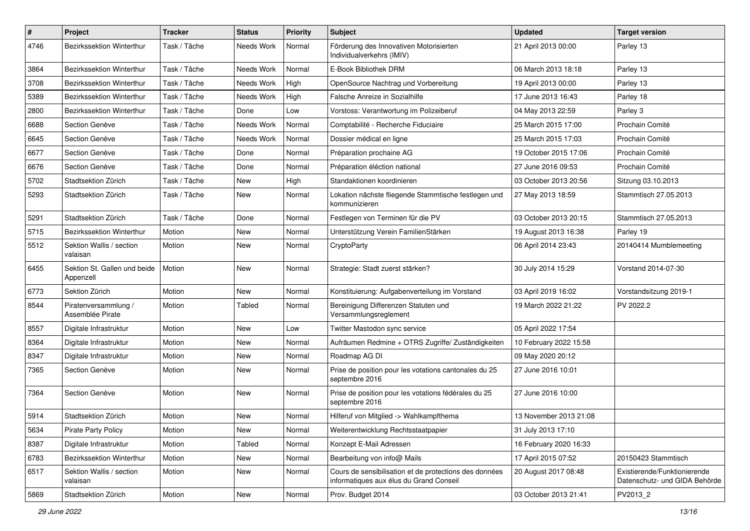| # | Project | Tracker | Status | Priority | Subject | Updated | Target version |
| --- | --- | --- | --- | --- | --- | --- | --- |
| 4746 | Bezirkssektion Winterthur | Task / Tâche | Needs Work | Normal | Förderung des Innovativen Motorisierten Individualverkehrs (IMIV) | 21 April 2013 00:00 | Parley 13 |
| 3864 | Bezirkssektion Winterthur | Task / Tâche | Needs Work | Normal | E-Book Bibliothek DRM | 06 March 2013 18:18 | Parley 13 |
| 3708 | Bezirkssektion Winterthur | Task / Tâche | Needs Work | High | OpenSource Nachtrag und Vorbereitung | 19 April 2013 00:00 | Parley 13 |
| 5389 | Bezirkssektion Winterthur | Task / Tâche | Needs Work | High | Falsche Anreize in Sozialhilfe | 17 June 2013 16:43 | Parley 18 |
| 2800 | Bezirkssektion Winterthur | Task / Tâche | Done | Low | Vorstoss: Verantwortung im Polizeiberuf | 04 May 2013 22:59 | Parley 3 |
| 6688 | Section Genève | Task / Tâche | Needs Work | Normal | Comptabilité - Recherche Fiduciaire | 25 March 2015 17:00 | Prochain Comité |
| 6645 | Section Genève | Task / Tâche | Needs Work | Normal | Dossier médical en ligne | 25 March 2015 17:03 | Prochain Comité |
| 6677 | Section Genève | Task / Tâche | Done | Normal | Préparation prochaine AG | 19 October 2015 17:06 | Prochain Comité |
| 6676 | Section Genève | Task / Tâche | Done | Normal | Préparation éléction national | 27 June 2016 09:53 | Prochain Comité |
| 5702 | Stadtsektion Zürich | Task / Tâche | New | High | Standaktionen koordinieren | 03 October 2013 20:56 | Sitzung 03.10.2013 |
| 5293 | Stadtsektion Zürich | Task / Tâche | New | Normal | Lokation nächste fliegende Stammtische festlegen und kommunizieren | 27 May 2013 18:59 | Stammtisch 27.05.2013 |
| 5291 | Stadtsektion Zürich | Task / Tâche | Done | Normal | Festlegen von Terminen für die PV | 03 October 2013 20:15 | Stammtisch 27.05.2013 |
| 5715 | Bezirkssektion Winterthur | Motion | New | Normal | Unterstützung Verein FamilienStärken | 19 August 2013 16:38 | Parley 19 |
| 5512 | Sektion Wallis / section valaisan | Motion | New | Normal | CryptoParty | 06 April 2014 23:43 | 20140414 Mumblemeeting |
| 6455 | Sektion St. Gallen und beide Appenzell | Motion | New | Normal | Strategie: Stadt zuerst stärken? | 30 July 2014 15:29 | Vorstand 2014-07-30 |
| 6773 | Sektion Zürich | Motion | New | Normal | Konstituierung: Aufgabenverteilung im Vorstand | 03 April 2019 16:02 | Vorstandsitzung 2019-1 |
| 8544 | Piratenversammlung / Assemblée Pirate | Motion | Tabled | Normal | Bereinigung Differenzen Statuten und Versammlungsreglement | 19 March 2022 21:22 | PV 2022.2 |
| 8557 | Digitale Infrastruktur | Motion | New | Low | Twitter Mastodon sync service | 05 April 2022 17:54 | |
| 8364 | Digitale Infrastruktur | Motion | New | Normal | Aufräumen Redmine + OTRS Zugriffe/ Zuständigkeiten | 10 February 2022 15:58 | |
| 8347 | Digitale Infrastruktur | Motion | New | Normal | Roadmap AG DI | 09 May 2020 20:12 | |
| 7365 | Section Genève | Motion | New | Normal | Prise de position pour les votations cantonales du 25 septembre 2016 | 27 June 2016 10:01 | |
| 7364 | Section Genève | Motion | New | Normal | Prise de position pour les votations fédérales du 25 septembre 2016 | 27 June 2016 10:00 | |
| 5914 | Stadtsektion Zürich | Motion | New | Normal | Hilferuf von Mitglied -> Wahlkampfthema | 13 November 2013 21:08 | |
| 5634 | Pirate Party Policy | Motion | New | Normal | Weiterentwicklung Rechtsstaatpapier | 31 July 2013 17:10 | |
| 8387 | Digitale Infrastruktur | Motion | Tabled | Normal | Konzept E-Mail Adressen | 16 February 2020 16:33 | |
| 6783 | Bezirkssektion Winterthur | Motion | New | Normal | Bearbeitung von info@ Mails | 17 April 2015 07:52 | 20150423 Stammtisch |
| 6517 | Sektion Wallis / section valaisan | Motion | New | Normal | Cours de sensibilisation et de protections des données informatiques aux élus du Grand Conseil | 20 August 2017 08:48 | Existierende/Funktionierende Datenschutz- und GIDA Behörde |
| 5869 | Stadtsektion Zürich | Motion | New | Normal | Prov. Budget 2014 | 03 October 2013 21:41 | PV2013_2 |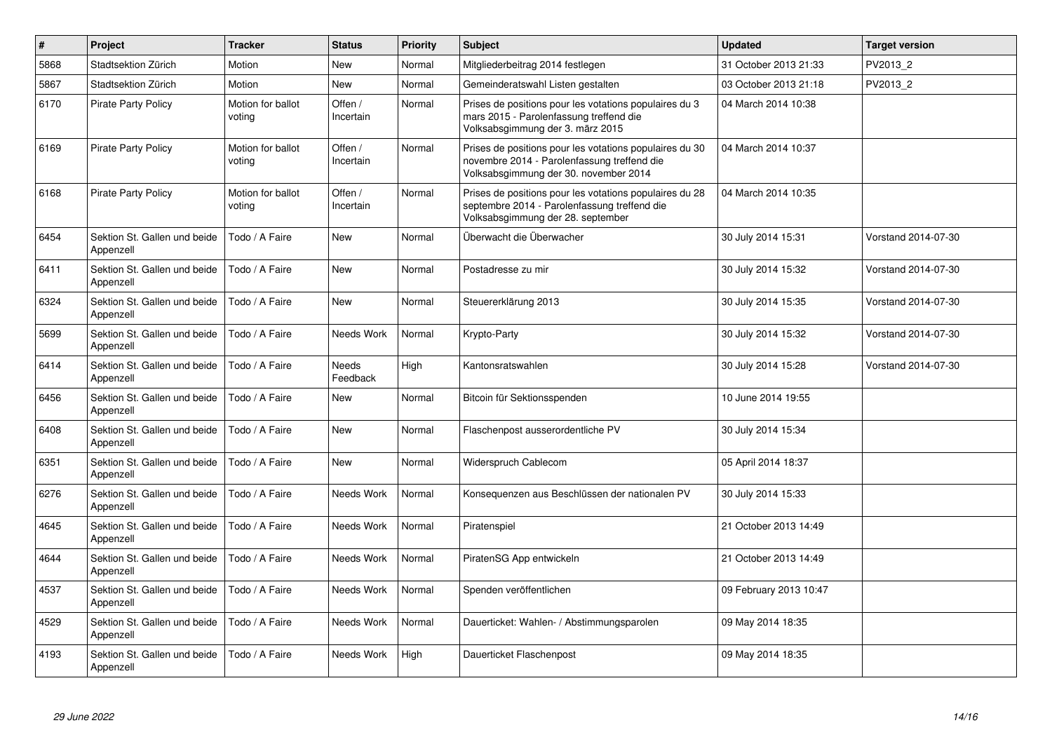| # | Project | Tracker | Status | Priority | Subject | Updated | Target version |
|---|---|---|---|---|---|---|---|
| 5868 | Stadtsektion Zürich | Motion | New | Normal | Mitgliederbeitrag 2014 festlegen | 31 October 2013 21:33 | PV2013_2 |
| 5867 | Stadtsektion Zürich | Motion | New | Normal | Gemeinderatswahl Listen gestalten | 03 October 2013 21:18 | PV2013_2 |
| 6170 | Pirate Party Policy | Motion for ballot voting | Offen / Incertain | Normal | Prises de positions pour les votations populaires du 3 mars 2015 - Parolenfassung treffend die Volksabsgimmung der 3. märz 2015 | 04 March 2014 10:38 | |
| 6169 | Pirate Party Policy | Motion for ballot voting | Offen / Incertain | Normal | Prises de positions pour les votations populaires du 30 novembre 2014 - Parolenfassung treffend die Volksabsgimmung der 30. november 2014 | 04 March 2014 10:37 | |
| 6168 | Pirate Party Policy | Motion for ballot voting | Offen / Incertain | Normal | Prises de positions pour les votations populaires du 28 septembre 2014 - Parolenfassung treffend die Volksabsgimmung der 28. september | 04 March 2014 10:35 | |
| 6454 | Sektion St. Gallen und beide Appenzell | Todo / A Faire | New | Normal | Überwacht die Überwacher | 30 July 2014 15:31 | Vorstand 2014-07-30 |
| 6411 | Sektion St. Gallen und beide Appenzell | Todo / A Faire | New | Normal | Postadresse zu mir | 30 July 2014 15:32 | Vorstand 2014-07-30 |
| 6324 | Sektion St. Gallen und beide Appenzell | Todo / A Faire | New | Normal | Steuererklärung 2013 | 30 July 2014 15:35 | Vorstand 2014-07-30 |
| 5699 | Sektion St. Gallen und beide Appenzell | Todo / A Faire | Needs Work | Normal | Krypto-Party | 30 July 2014 15:32 | Vorstand 2014-07-30 |
| 6414 | Sektion St. Gallen und beide Appenzell | Todo / A Faire | Needs Feedback | High | Kantonsratswahlen | 30 July 2014 15:28 | Vorstand 2014-07-30 |
| 6456 | Sektion St. Gallen und beide Appenzell | Todo / A Faire | New | Normal | Bitcoin für Sektionsspenden | 10 June 2014 19:55 | |
| 6408 | Sektion St. Gallen und beide Appenzell | Todo / A Faire | New | Normal | Flaschenpost ausserordentliche PV | 30 July 2014 15:34 | |
| 6351 | Sektion St. Gallen und beide Appenzell | Todo / A Faire | New | Normal | Widerspruch Cablecom | 05 April 2014 18:37 | |
| 6276 | Sektion St. Gallen und beide Appenzell | Todo / A Faire | Needs Work | Normal | Konsequenzen aus Beschlüssen der nationalen PV | 30 July 2014 15:33 | |
| 4645 | Sektion St. Gallen und beide Appenzell | Todo / A Faire | Needs Work | Normal | Piratenspiel | 21 October 2013 14:49 | |
| 4644 | Sektion St. Gallen und beide Appenzell | Todo / A Faire | Needs Work | Normal | PiratenSG App entwickeln | 21 October 2013 14:49 | |
| 4537 | Sektion St. Gallen und beide Appenzell | Todo / A Faire | Needs Work | Normal | Spenden veröffentlichen | 09 February 2013 10:47 | |
| 4529 | Sektion St. Gallen und beide Appenzell | Todo / A Faire | Needs Work | Normal | Dauerticket: Wahlen- / Abstimmungsparolen | 09 May 2014 18:35 | |
| 4193 | Sektion St. Gallen und beide Appenzell | Todo / A Faire | Needs Work | High | Dauerticket Flaschenpost | 09 May 2014 18:35 | |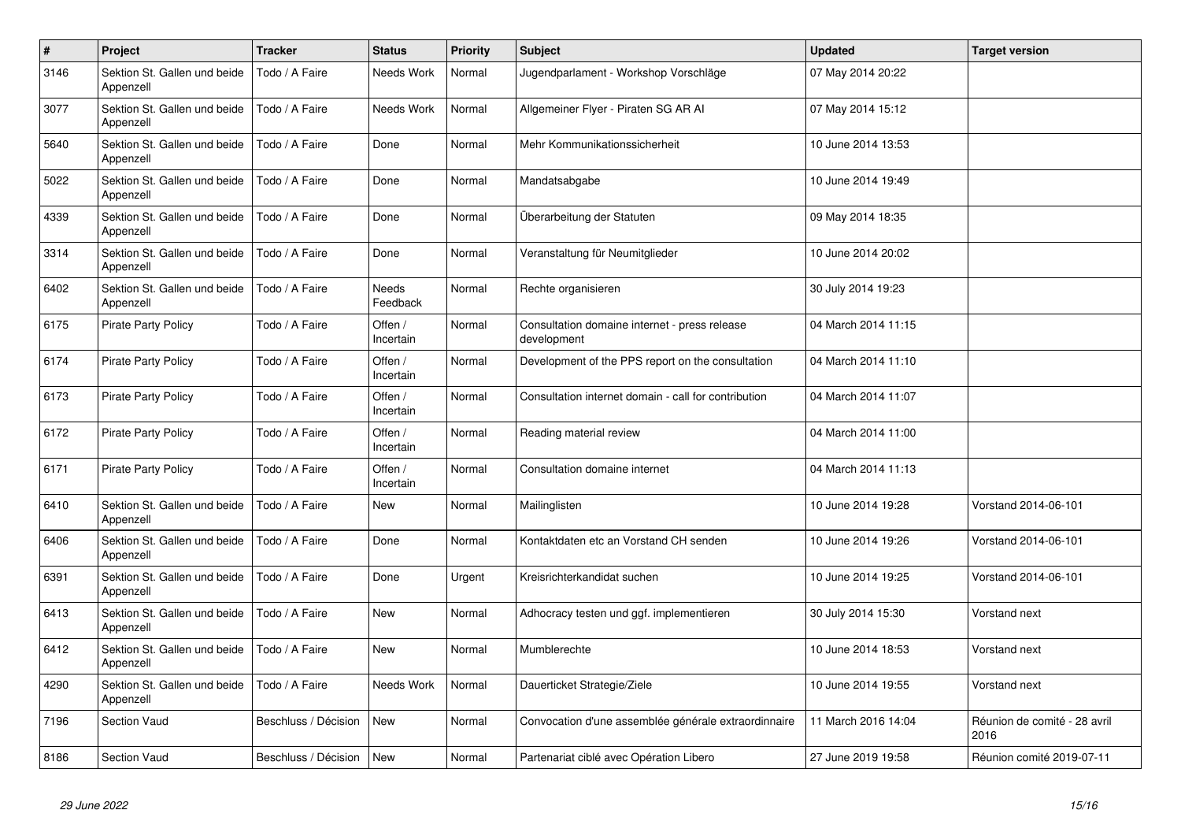| # | Project | Tracker | Status | Priority | Subject | Updated | Target version |
|---|---|---|---|---|---|---|---|
| 3146 | Sektion St. Gallen und beide Appenzell | Todo / A Faire | Needs Work | Normal | Jugendparlament - Workshop Vorschläge | 07 May 2014 20:22 | |
| 3077 | Sektion St. Gallen und beide Appenzell | Todo / A Faire | Needs Work | Normal | Allgemeiner Flyer - Piraten SG AR AI | 07 May 2014 15:12 | |
| 5640 | Sektion St. Gallen und beide Appenzell | Todo / A Faire | Done | Normal | Mehr Kommunikationssicherheit | 10 June 2014 13:53 | |
| 5022 | Sektion St. Gallen und beide Appenzell | Todo / A Faire | Done | Normal | Mandatsabgabe | 10 June 2014 19:49 | |
| 4339 | Sektion St. Gallen und beide Appenzell | Todo / A Faire | Done | Normal | Überarbeitung der Statuten | 09 May 2014 18:35 | |
| 3314 | Sektion St. Gallen und beide Appenzell | Todo / A Faire | Done | Normal | Veranstaltung für Neumitglieder | 10 June 2014 20:02 | |
| 6402 | Sektion St. Gallen und beide Appenzell | Todo / A Faire | Needs Feedback | Normal | Rechte organisieren | 30 July 2014 19:23 | |
| 6175 | Pirate Party Policy | Todo / A Faire | Offen / Incertain | Normal | Consultation domaine internet - press release development | 04 March 2014 11:15 | |
| 6174 | Pirate Party Policy | Todo / A Faire | Offen / Incertain | Normal | Development of the PPS report on the consultation | 04 March 2014 11:10 | |
| 6173 | Pirate Party Policy | Todo / A Faire | Offen / Incertain | Normal | Consultation internet domain - call for contribution | 04 March 2014 11:07 | |
| 6172 | Pirate Party Policy | Todo / A Faire | Offen / Incertain | Normal | Reading material review | 04 March 2014 11:00 | |
| 6171 | Pirate Party Policy | Todo / A Faire | Offen / Incertain | Normal | Consultation domaine internet | 04 March 2014 11:13 | |
| 6410 | Sektion St. Gallen und beide Appenzell | Todo / A Faire | New | Normal | Mailinglisten | 10 June 2014 19:28 | Vorstand 2014-06-101 |
| 6406 | Sektion St. Gallen und beide Appenzell | Todo / A Faire | Done | Normal | Kontaktdaten etc an Vorstand CH senden | 10 June 2014 19:26 | Vorstand 2014-06-101 |
| 6391 | Sektion St. Gallen und beide Appenzell | Todo / A Faire | Done | Urgent | Kreisrichterkandidat suchen | 10 June 2014 19:25 | Vorstand 2014-06-101 |
| 6413 | Sektion St. Gallen und beide Appenzell | Todo / A Faire | New | Normal | Adhocracy testen und ggf. implementieren | 30 July 2014 15:30 | Vorstand next |
| 6412 | Sektion St. Gallen und beide Appenzell | Todo / A Faire | New | Normal | Mumblerechte | 10 June 2014 18:53 | Vorstand next |
| 4290 | Sektion St. Gallen und beide Appenzell | Todo / A Faire | Needs Work | Normal | Dauerticket Strategie/Ziele | 10 June 2014 19:55 | Vorstand next |
| 7196 | Section Vaud | Beschluss / Décision | New | Normal | Convocation d'une assemblée générale extraordinnaire | 11 March 2016 14:04 | Réunion de comité - 28 avril 2016 |
| 8186 | Section Vaud | Beschluss / Décision | New | Normal | Partenariat ciblé avec Opération Libero | 27 June 2019 19:58 | Réunion comité 2019-07-11 |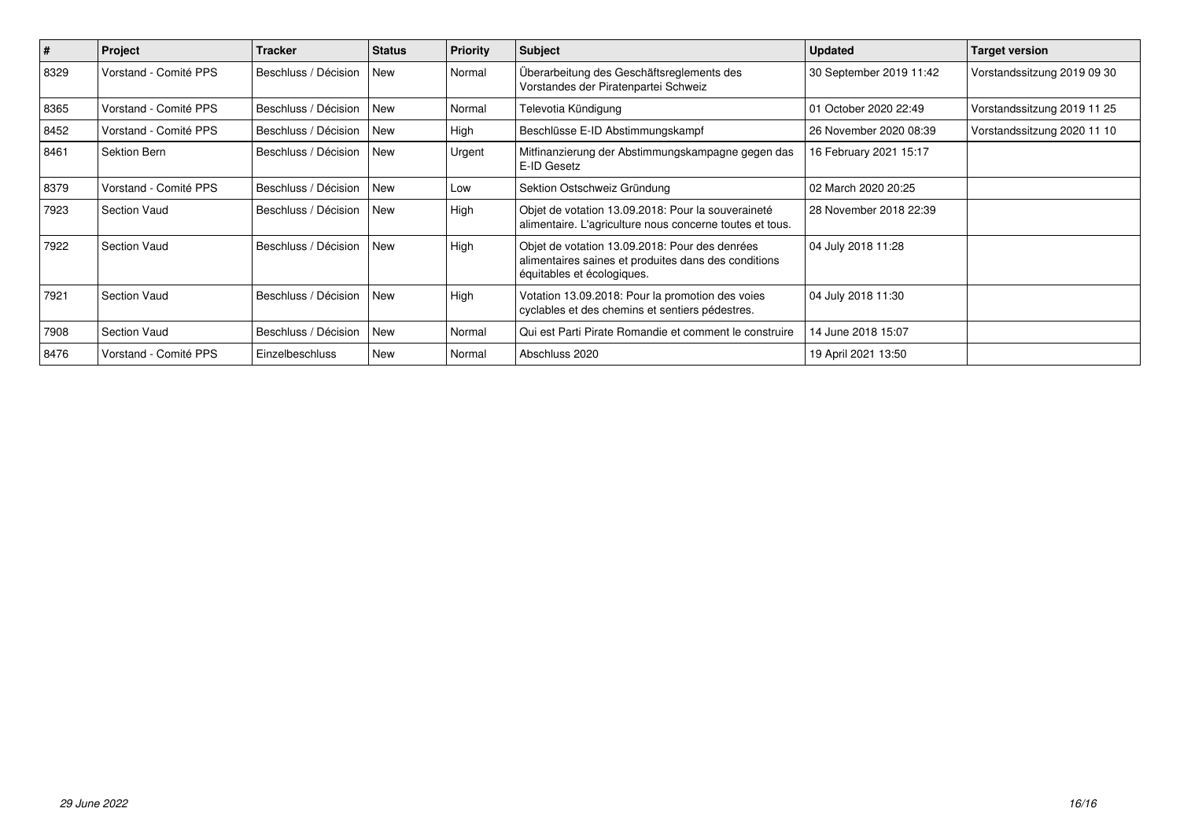| # | Project | Tracker | Status | Priority | Subject | Updated | Target version |
|---|---|---|---|---|---|---|---|
| 8329 | Vorstand - Comité PPS | Beschluss / Décision | New | Normal | Überarbeitung des Geschäftsreglements des Vorstandes der Piratenpartei Schweiz | 30 September 2019 11:42 | Vorstandssitzung 2019 09 30 |
| 8365 | Vorstand - Comité PPS | Beschluss / Décision | New | Normal | Televotia Kündigung | 01 October 2020 22:49 | Vorstandssitzung 2019 11 25 |
| 8452 | Vorstand - Comité PPS | Beschluss / Décision | New | High | Beschlüsse E-ID Abstimmungskampf | 26 November 2020 08:39 | Vorstandssitzung 2020 11 10 |
| 8461 | Sektion Bern | Beschluss / Décision | New | Urgent | Mitfinanzierung der Abstimmungskampagne gegen das E-ID Gesetz | 16 February 2021 15:17 | |
| 8379 | Vorstand - Comité PPS | Beschluss / Décision | New | Low | Sektion Ostschweiz Gründung | 02 March 2020 20:25 | |
| 7923 | Section Vaud | Beschluss / Décision | New | High | Objet de votation 13.09.2018: Pour la souveraineté alimentaire. L'agriculture nous concerne toutes et tous. | 28 November 2018 22:39 | |
| 7922 | Section Vaud | Beschluss / Décision | New | High | Objet de votation 13.09.2018: Pour des denrées alimentaires saines et produites dans des conditions équitables et écologiques. | 04 July 2018 11:28 | |
| 7921 | Section Vaud | Beschluss / Décision | New | High | Votation 13.09.2018: Pour la promotion des voies cyclables et des chemins et sentiers pédestres. | 04 July 2018 11:30 | |
| 7908 | Section Vaud | Beschluss / Décision | New | Normal | Qui est Parti Pirate Romandie et comment le construire | 14 June 2018 15:07 | |
| 8476 | Vorstand - Comité PPS | Einzelbeschluss | New | Normal | Abschluss 2020 | 19 April 2021 13:50 | |